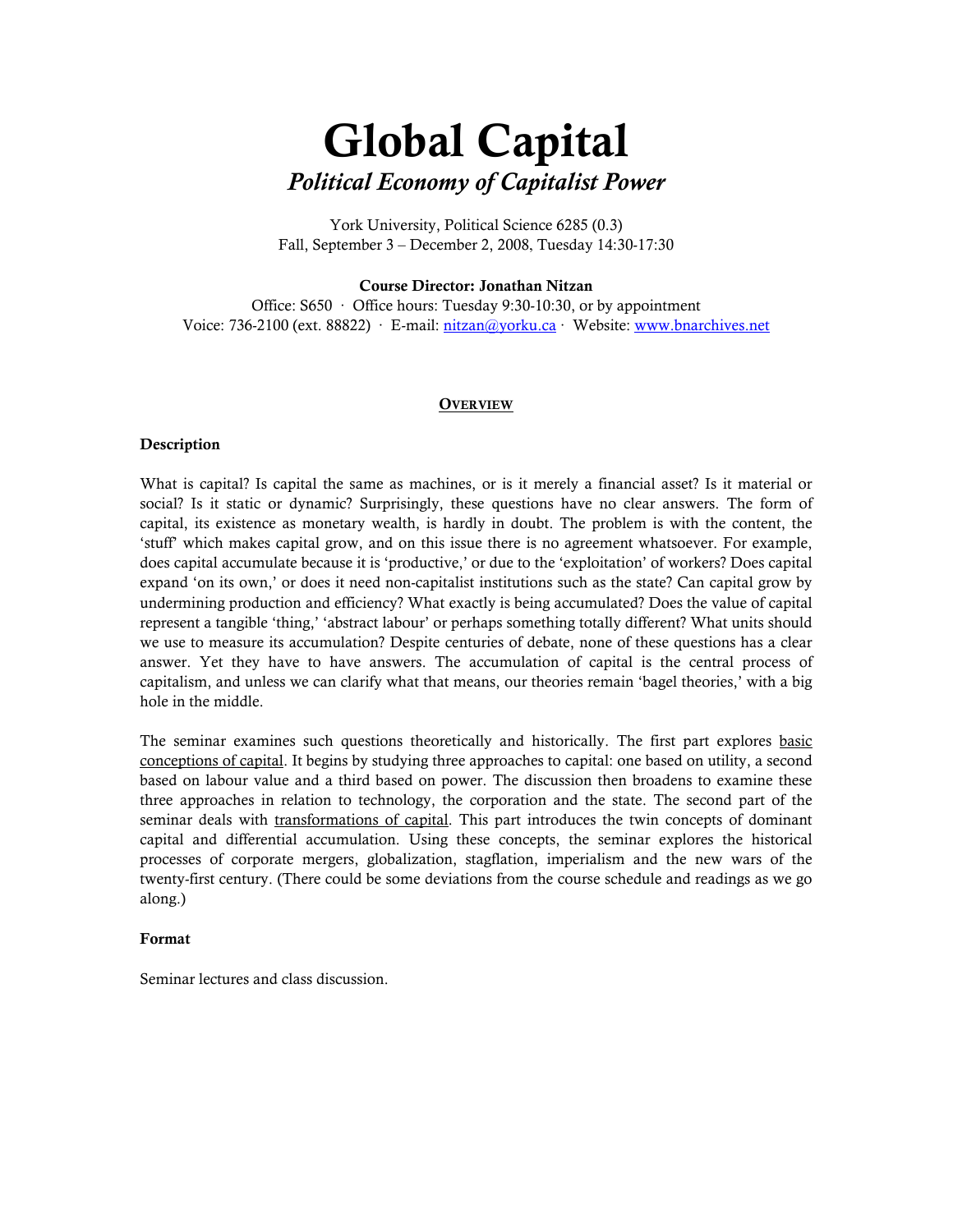# Global Capital

## *Political Economy of Capitalist Power*

York University, Political Science 6285 (0.3)
Fall, September 3 – December 2, 2008, Tuesday 14:30-17:30

**Course Director: Jonathan Nitzan**

Office: S650 · Office hours: Tuesday 9:30-10:30, or by appointment
Voice: 736-2100 (ext. 88822) · E-mail: nitzan@yorku.ca · Website: www.bnarchives.net

## OVERVIEW

### Description

What is capital? Is capital the same as machines, or is it merely a financial asset? Is it material or social? Is it static or dynamic? Surprisingly, these questions have no clear answers. The form of capital, its existence as monetary wealth, is hardly in doubt. The problem is with the content, the 'stuff' which makes capital grow, and on this issue there is no agreement whatsoever. For example, does capital accumulate because it is 'productive,' or due to the 'exploitation' of workers? Does capital expand 'on its own,' or does it need non-capitalist institutions such as the state? Can capital grow by undermining production and efficiency? What exactly is being accumulated? Does the value of capital represent a tangible 'thing,' 'abstract labour' or perhaps something totally different? What units should we use to measure its accumulation? Despite centuries of debate, none of these questions has a clear answer. Yet they have to have answers. The accumulation of capital is the central process of capitalism, and unless we can clarify what that means, our theories remain 'bagel theories,' with a big hole in the middle.

The seminar examines such questions theoretically and historically. The first part explores basic conceptions of capital. It begins by studying three approaches to capital: one based on utility, a second based on labour value and a third based on power. The discussion then broadens to examine these three approaches in relation to technology, the corporation and the state. The second part of the seminar deals with transformations of capital. This part introduces the twin concepts of dominant capital and differential accumulation. Using these concepts, the seminar explores the historical processes of corporate mergers, globalization, stagflation, imperialism and the new wars of the twenty-first century. (There could be some deviations from the course schedule and readings as we go along.)

### Format

Seminar lectures and class discussion.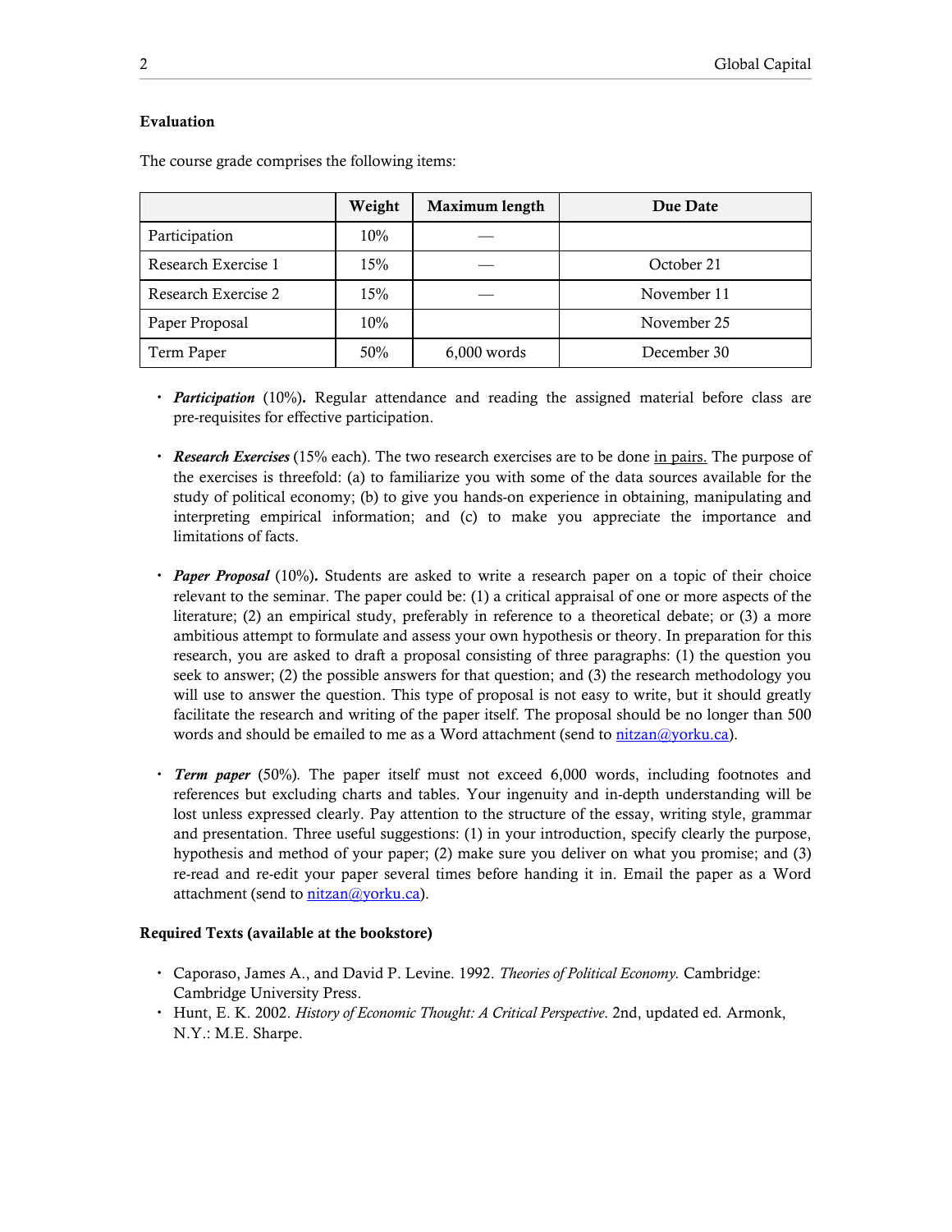**Evaluation**

The course grade comprises the following items:

| | Weight | Maximum length | Due Date |
|---|---|---|---|
| Participation | 10% | — | |
| Research Exercise 1 | 15% | — | October 21 |
| Research Exercise 2 | 15% | — | November 11 |
| Paper Proposal | 10% | | November 25 |
| Term Paper | 50% | 6,000 words | December 30 |

- ***Participation*** (10%)**.** Regular attendance and reading the assigned material before class are pre-requisites for effective participation.

- ***Research Exercises*** (15% each). The two research exercises are to be done in pairs. The purpose of the exercises is threefold: (a) to familiarize you with some of the data sources available for the study of political economy; (b) to give you hands-on experience in obtaining, manipulating and interpreting empirical information; and (c) to make you appreciate the importance and limitations of facts.

- ***Paper Proposal*** (10%)**.** Students are asked to write a research paper on a topic of their choice relevant to the seminar. The paper could be: (1) a critical appraisal of one or more aspects of the literature; (2) an empirical study, preferably in reference to a theoretical debate; or (3) a more ambitious attempt to formulate and assess your own hypothesis or theory. In preparation for this research, you are asked to draft a proposal consisting of three paragraphs: (1) the question you seek to answer; (2) the possible answers for that question; and (3) the research methodology you will use to answer the question. This type of proposal is not easy to write, but it should greatly facilitate the research and writing of the paper itself. The proposal should be no longer than 500 words and should be emailed to me as a Word attachment (send to nitzan@yorku.ca).

- ***Term paper*** (50%). The paper itself must not exceed 6,000 words, including footnotes and references but excluding charts and tables. Your ingenuity and in-depth understanding will be lost unless expressed clearly. Pay attention to the structure of the essay, writing style, grammar and presentation. Three useful suggestions: (1) in your introduction, specify clearly the purpose, hypothesis and method of your paper; (2) make sure you deliver on what you promise; and (3) re-read and re-edit your paper several times before handing it in. Email the paper as a Word attachment (send to nitzan@yorku.ca).

**Required Texts (available at the bookstore)**

- Caporaso, James A., and David P. Levine. 1992. *Theories of Political Economy.* Cambridge: Cambridge University Press.
- Hunt, E. K. 2002. *History of Economic Thought: A Critical Perspective*. 2nd, updated ed. Armonk, N.Y.: M.E. Sharpe.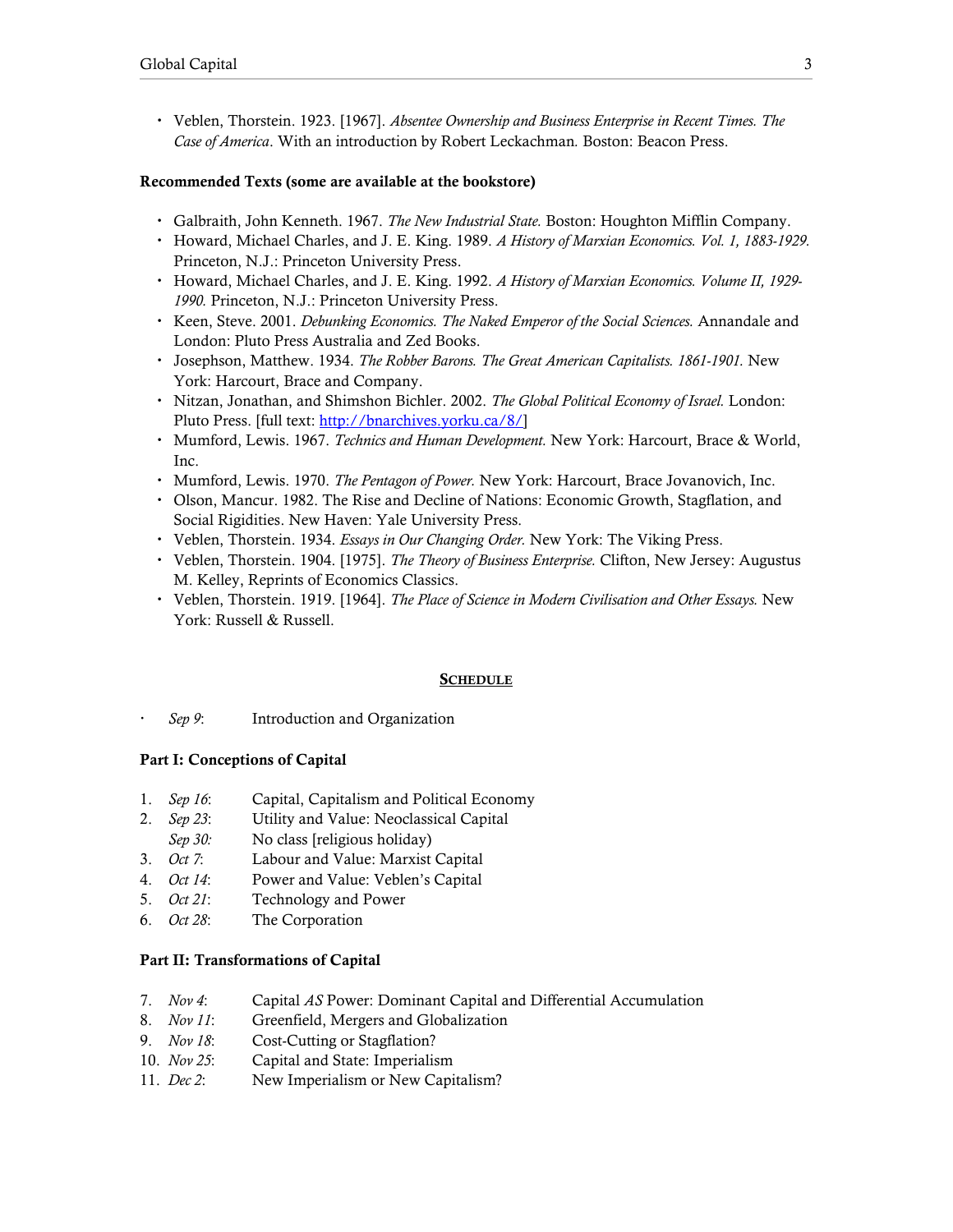- Veblen, Thorstein. 1923. [1967]. *Absentee Ownership and Business Enterprise in Recent Times. The Case of America*. With an introduction by Robert Leckachman. Boston: Beacon Press.

**Recommended Texts (some are available at the bookstore)**

- Galbraith, John Kenneth. 1967. *The New Industrial State.* Boston: Houghton Mifflin Company.
- Howard, Michael Charles, and J. E. King. 1989. *A History of Marxian Economics. Vol. 1, 1883-1929.* Princeton, N.J.: Princeton University Press.
- Howard, Michael Charles, and J. E. King. 1992. *A History of Marxian Economics. Volume II, 1929-1990.* Princeton, N.J.: Princeton University Press.
- Keen, Steve. 2001. *Debunking Economics. The Naked Emperor of the Social Sciences.* Annandale and London: Pluto Press Australia and Zed Books.
- Josephson, Matthew. 1934. *The Robber Barons. The Great American Capitalists. 1861-1901.* New York: Harcourt, Brace and Company.
- Nitzan, Jonathan, and Shimshon Bichler. 2002. *The Global Political Economy of Israel.* London: Pluto Press. [full text: http://bnarchives.yorku.ca/8/]
- Mumford, Lewis. 1967. *Technics and Human Development.* New York: Harcourt, Brace & World, Inc.
- Mumford, Lewis. 1970. *The Pentagon of Power.* New York: Harcourt, Brace Jovanovich, Inc.
- Olson, Mancur. 1982. The Rise and Decline of Nations: Economic Growth, Stagflation, and Social Rigidities. New Haven: Yale University Press.
- Veblen, Thorstein. 1934. *Essays in Our Changing Order.* New York: The Viking Press.
- Veblen, Thorstein. 1904. [1975]. *The Theory of Business Enterprise.* Clifton, New Jersey: Augustus M. Kelley, Reprints of Economics Classics.
- Veblen, Thorstein. 1919. [1964]. *The Place of Science in Modern Civilisation and Other Essays.* New York: Russell & Russell.

## SCHEDULE

- *Sep 9*: Introduction and Organization

**Part I: Conceptions of Capital**

1. *Sep 16*: Capital, Capitalism and Political Economy
2. *Sep 23*: Utility and Value: Neoclassical Capital
   *Sep 30:* No class [religious holiday)
3. *Oct 7*: Labour and Value: Marxist Capital
4. *Oct 14*: Power and Value: Veblen's Capital
5. *Oct 21*: Technology and Power
6. *Oct 28*: The Corporation

**Part II: Transformations of Capital**

7. *Nov 4*: Capital *AS* Power: Dominant Capital and Differential Accumulation
8. *Nov 11*: Greenfield, Mergers and Globalization
9. *Nov 18*: Cost-Cutting or Stagflation?
10. *Nov 25*: Capital and State: Imperialism
11. *Dec 2*: New Imperialism or New Capitalism?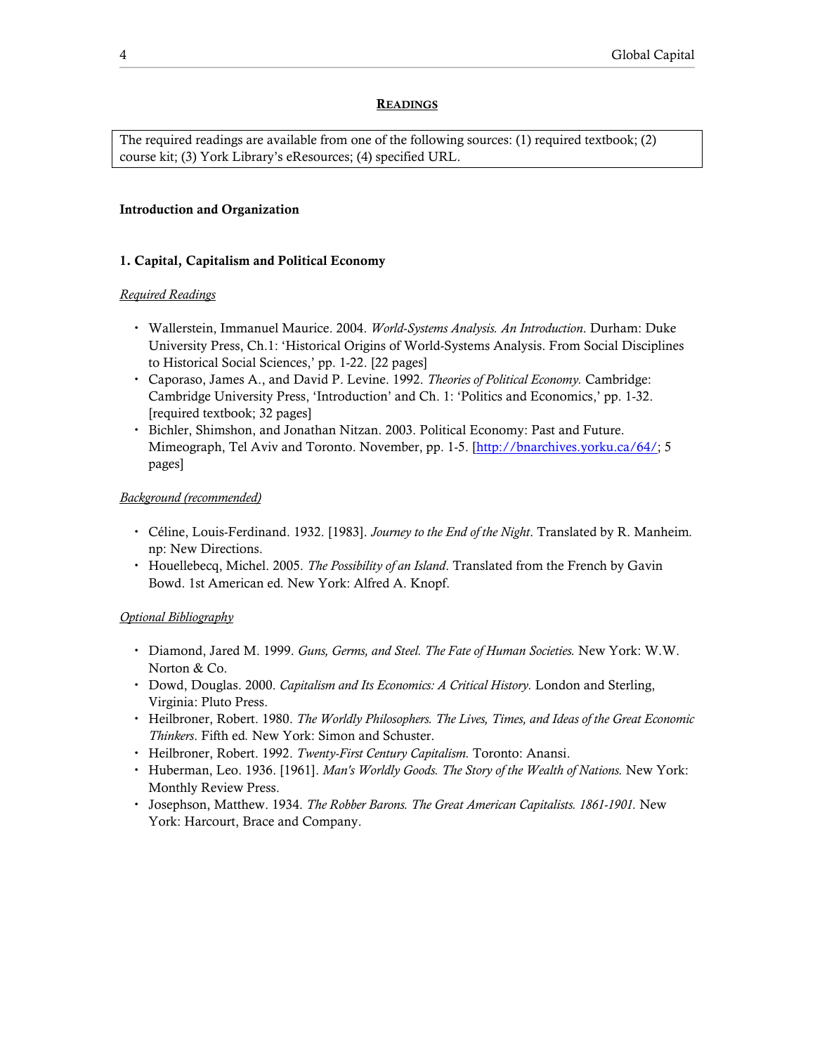## Readings

The required readings are available from one of the following sources: (1) required textbook; (2) course kit; (3) York Library's eResources; (4) specified URL.

**Introduction and Organization**

### 1. Capital, Capitalism and Political Economy

*Required Readings*

- Wallerstein, Immanuel Maurice. 2004. *World-Systems Analysis. An Introduction*. Durham: Duke University Press, Ch.1: 'Historical Origins of World-Systems Analysis. From Social Disciplines to Historical Social Sciences,' pp. 1-22. [22 pages]
- Caporaso, James A., and David P. Levine. 1992. *Theories of Political Economy.* Cambridge: Cambridge University Press, 'Introduction' and Ch. 1: 'Politics and Economics,' pp. 1-32. [required textbook; 32 pages]
- Bichler, Shimshon, and Jonathan Nitzan. 2003. Political Economy: Past and Future. Mimeograph, Tel Aviv and Toronto. November, pp. 1-5. [http://bnarchives.yorku.ca/64/; 5 pages]

*Background (recommended)*

- Céline, Louis-Ferdinand. 1932. [1983]. *Journey to the End of the Night*. Translated by R. Manheim. np: New Directions.
- Houellebecq, Michel. 2005. *The Possibility of an Island*. Translated from the French by Gavin Bowd. 1st American ed. New York: Alfred A. Knopf.

*Optional Bibliography*

- Diamond, Jared M. 1999. *Guns, Germs, and Steel. The Fate of Human Societies.* New York: W.W. Norton & Co.
- Dowd, Douglas. 2000. *Capitalism and Its Economics: A Critical History.* London and Sterling, Virginia: Pluto Press.
- Heilbroner, Robert. 1980. *The Worldly Philosophers. The Lives, Times, and Ideas of the Great Economic Thinkers*. Fifth ed. New York: Simon and Schuster.
- Heilbroner, Robert. 1992. *Twenty-First Century Capitalism.* Toronto: Anansi.
- Huberman, Leo. 1936. [1961]. *Man's Worldly Goods. The Story of the Wealth of Nations.* New York: Monthly Review Press.
- Josephson, Matthew. 1934. *The Robber Barons. The Great American Capitalists. 1861-1901.* New York: Harcourt, Brace and Company.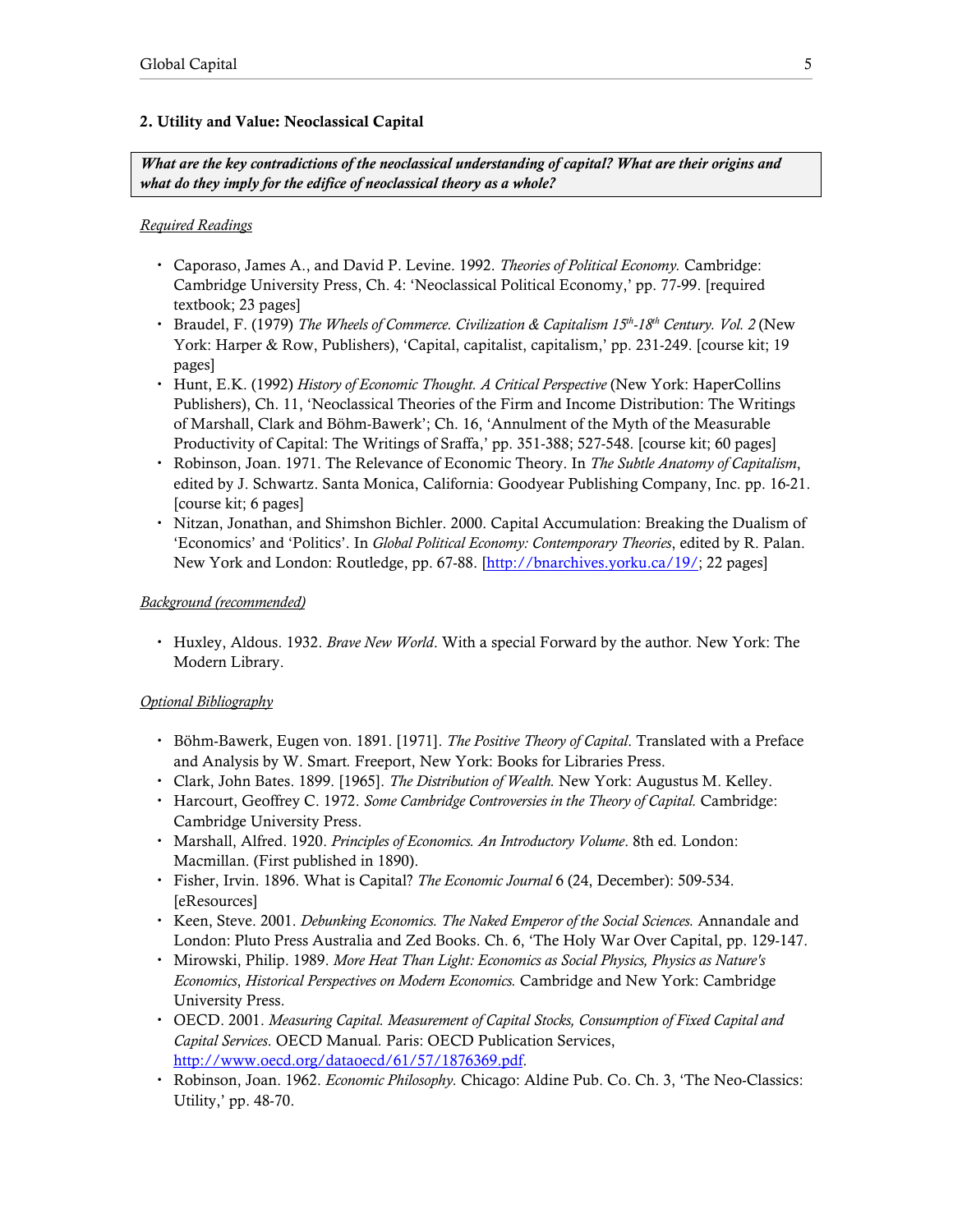## 2. Utility and Value: Neoclassical Capital

***What are the key contradictions of the neoclassical understanding of capital? What are their origins and what do they imply for the edifice of neoclassical theory as a whole?***

<u>Required Readings</u>

- Caporaso, James A., and David P. Levine. 1992. *Theories of Political Economy.* Cambridge: Cambridge University Press, Ch. 4: 'Neoclassical Political Economy,' pp. 77-99. [required textbook; 23 pages]
- Braudel, F. (1979) *The Wheels of Commerce. Civilization & Capitalism 15th-18th Century. Vol. 2* (New York: Harper & Row, Publishers), 'Capital, capitalist, capitalism,' pp. 231-249. [course kit; 19 pages]
- Hunt, E.K. (1992) *History of Economic Thought. A Critical Perspective* (New York: HaperCollins Publishers), Ch. 11, 'Neoclassical Theories of the Firm and Income Distribution: The Writings of Marshall, Clark and Böhm-Bawerk'; Ch. 16, 'Annulment of the Myth of the Measurable Productivity of Capital: The Writings of Sraffa,' pp. 351-388; 527-548. [course kit; 60 pages]
- Robinson, Joan. 1971. The Relevance of Economic Theory. In *The Subtle Anatomy of Capitalism*, edited by J. Schwartz. Santa Monica, California: Goodyear Publishing Company, Inc. pp. 16-21. [course kit; 6 pages]
- Nitzan, Jonathan, and Shimshon Bichler. 2000. Capital Accumulation: Breaking the Dualism of 'Economics' and 'Politics'. In *Global Political Economy: Contemporary Theories*, edited by R. Palan. New York and London: Routledge, pp. 67-88. [http://bnarchives.yorku.ca/19/; 22 pages]

<u>Background (recommended)</u>

- Huxley, Aldous. 1932. *Brave New World*. With a special Forward by the author. New York: The Modern Library.

<u>Optional Bibliography</u>

- Böhm-Bawerk, Eugen von. 1891. [1971]. *The Positive Theory of Capital*. Translated with a Preface and Analysis by W. Smart. Freeport, New York: Books for Libraries Press.
- Clark, John Bates. 1899. [1965]. *The Distribution of Wealth.* New York: Augustus M. Kelley.
- Harcourt, Geoffrey C. 1972. *Some Cambridge Controversies in the Theory of Capital.* Cambridge: Cambridge University Press.
- Marshall, Alfred. 1920. *Principles of Economics. An Introductory Volume*. 8th ed. London: Macmillan. (First published in 1890).
- Fisher, Irvin. 1896. What is Capital? *The Economic Journal* 6 (24, December): 509-534. [eResources]
- Keen, Steve. 2001. *Debunking Economics. The Naked Emperor of the Social Sciences.* Annandale and London: Pluto Press Australia and Zed Books. Ch. 6, 'The Holy War Over Capital, pp. 129-147.
- Mirowski, Philip. 1989. *More Heat Than Light: Economics as Social Physics, Physics as Nature's Economics*, *Historical Perspectives on Modern Economics.* Cambridge and New York: Cambridge University Press.
- OECD. 2001. *Measuring Capital. Measurement of Capital Stocks, Consumption of Fixed Capital and Capital Services.* OECD Manual. Paris: OECD Publication Services, http://www.oecd.org/dataoecd/61/57/1876369.pdf.
- Robinson, Joan. 1962. *Economic Philosophy.* Chicago: Aldine Pub. Co. Ch. 3, 'The Neo-Classics: Utility,' pp. 48-70.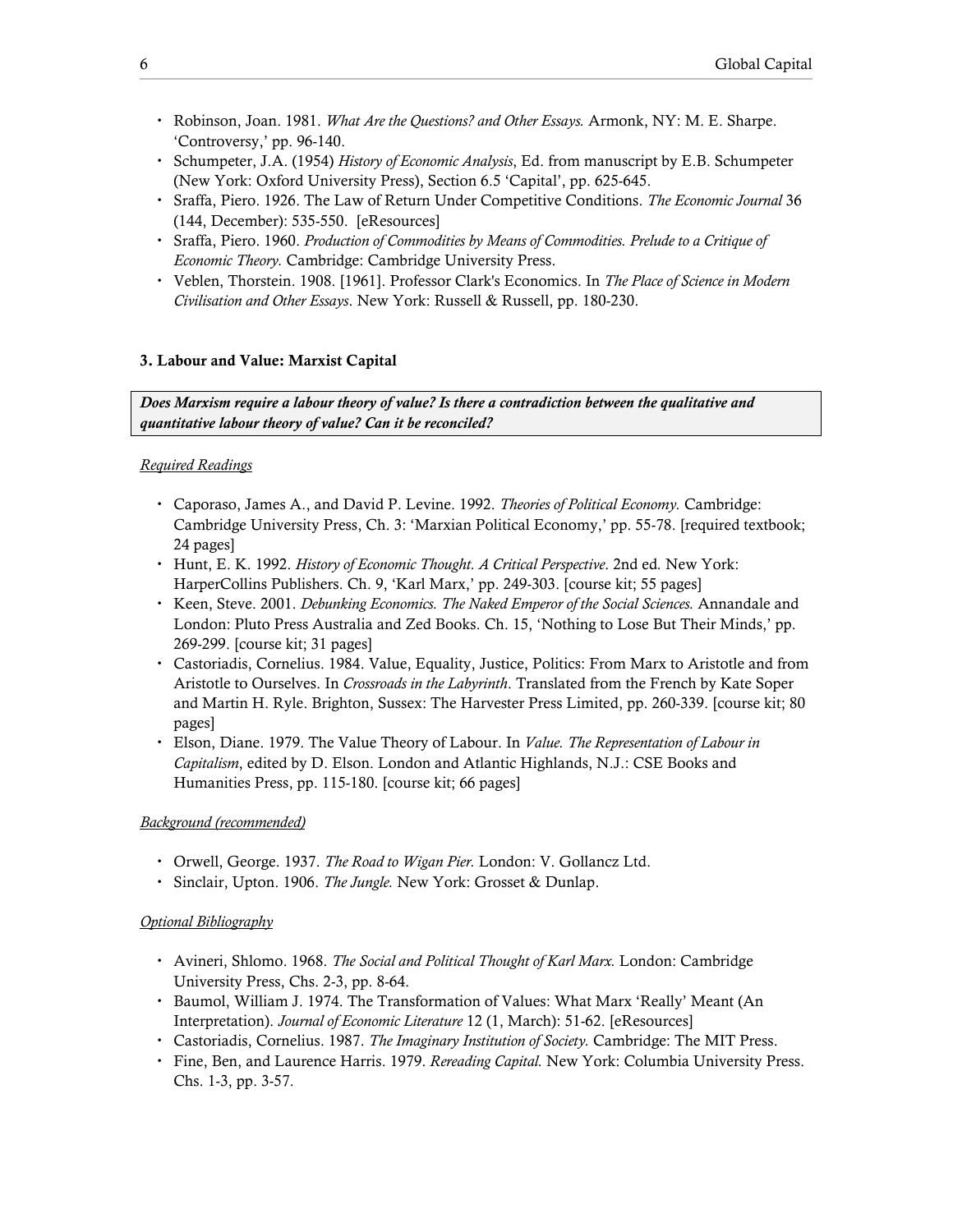- Robinson, Joan. 1981. *What Are the Questions? and Other Essays.* Armonk, NY: M. E. Sharpe. 'Controversy,' pp. 96-140.
- Schumpeter, J.A. (1954) *History of Economic Analysis*, Ed. from manuscript by E.B. Schumpeter (New York: Oxford University Press), Section 6.5 'Capital', pp. 625-645.
- Sraffa, Piero. 1926. The Law of Return Under Competitive Conditions. *The Economic Journal* 36 (144, December): 535-550. [eResources]
- Sraffa, Piero. 1960. *Production of Commodities by Means of Commodities. Prelude to a Critique of Economic Theory.* Cambridge: Cambridge University Press.
- Veblen, Thorstein. 1908. [1961]. Professor Clark's Economics. In *The Place of Science in Modern Civilisation and Other Essays*. New York: Russell & Russell, pp. 180-230.

### 3. Labour and Value: Marxist Capital

***Does Marxism require a labour theory of value? Is there a contradiction between the qualitative and quantitative labour theory of value? Can it be reconciled?***

#### Required Readings

- Caporaso, James A., and David P. Levine. 1992. *Theories of Political Economy.* Cambridge: Cambridge University Press, Ch. 3: 'Marxian Political Economy,' pp. 55-78. [required textbook; 24 pages]
- Hunt, E. K. 1992. *History of Economic Thought. A Critical Perspective*. 2nd ed. New York: HarperCollins Publishers. Ch. 9, 'Karl Marx,' pp. 249-303. [course kit; 55 pages]
- Keen, Steve. 2001. *Debunking Economics. The Naked Emperor of the Social Sciences.* Annandale and London: Pluto Press Australia and Zed Books. Ch. 15, 'Nothing to Lose But Their Minds,' pp. 269-299. [course kit; 31 pages]
- Castoriadis, Cornelius. 1984. Value, Equality, Justice, Politics: From Marx to Aristotle and from Aristotle to Ourselves. In *Crossroads in the Labyrinth*. Translated from the French by Kate Soper and Martin H. Ryle. Brighton, Sussex: The Harvester Press Limited, pp. 260-339. [course kit; 80 pages]
- Elson, Diane. 1979. The Value Theory of Labour. In *Value. The Representation of Labour in Capitalism*, edited by D. Elson. London and Atlantic Highlands, N.J.: CSE Books and Humanities Press, pp. 115-180. [course kit; 66 pages]

#### Background (recommended)

- Orwell, George. 1937. *The Road to Wigan Pier.* London: V. Gollancz Ltd.
- Sinclair, Upton. 1906. *The Jungle.* New York: Grosset & Dunlap.

#### Optional Bibliography

- Avineri, Shlomo. 1968. *The Social and Political Thought of Karl Marx.* London: Cambridge University Press, Chs. 2-3, pp. 8-64.
- Baumol, William J. 1974. The Transformation of Values: What Marx 'Really' Meant (An Interpretation). *Journal of Economic Literature* 12 (1, March): 51-62. [eResources]
- Castoriadis, Cornelius. 1987. *The Imaginary Institution of Society.* Cambridge: The MIT Press.
- Fine, Ben, and Laurence Harris. 1979. *Rereading Capital.* New York: Columbia University Press. Chs. 1-3, pp. 3-57.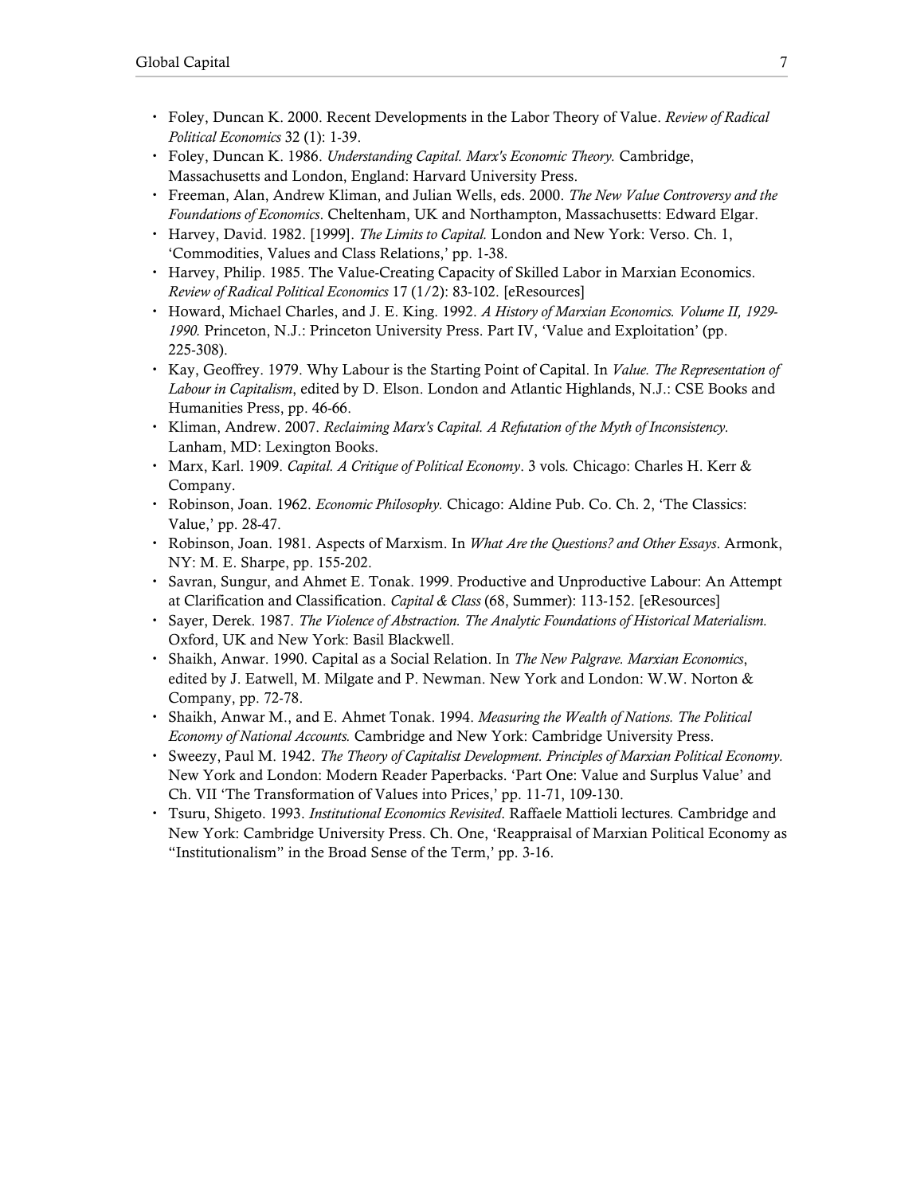- Foley, Duncan K. 2000. Recent Developments in the Labor Theory of Value. *Review of Radical Political Economics* 32 (1): 1-39.
- Foley, Duncan K. 1986. *Understanding Capital. Marx's Economic Theory.* Cambridge, Massachusetts and London, England: Harvard University Press.
- Freeman, Alan, Andrew Kliman, and Julian Wells, eds. 2000. *The New Value Controversy and the Foundations of Economics*. Cheltenham, UK and Northampton, Massachusetts: Edward Elgar.
- Harvey, David. 1982. [1999]. *The Limits to Capital.* London and New York: Verso. Ch. 1, 'Commodities, Values and Class Relations,' pp. 1-38.
- Harvey, Philip. 1985. The Value-Creating Capacity of Skilled Labor in Marxian Economics. *Review of Radical Political Economics* 17 (1/2): 83-102. [eResources]
- Howard, Michael Charles, and J. E. King. 1992. *A History of Marxian Economics. Volume II, 1929-1990.* Princeton, N.J.: Princeton University Press. Part IV, 'Value and Exploitation' (pp. 225-308).
- Kay, Geoffrey. 1979. Why Labour is the Starting Point of Capital. In *Value. The Representation of Labour in Capitalism*, edited by D. Elson. London and Atlantic Highlands, N.J.: CSE Books and Humanities Press, pp. 46-66.
- Kliman, Andrew. 2007. *Reclaiming Marx's Capital. A Refutation of the Myth of Inconsistency.* Lanham, MD: Lexington Books.
- Marx, Karl. 1909. *Capital. A Critique of Political Economy*. 3 vols*.* Chicago: Charles H. Kerr & Company.
- Robinson, Joan. 1962. *Economic Philosophy.* Chicago: Aldine Pub. Co. Ch. 2, 'The Classics: Value,' pp. 28-47.
- Robinson, Joan. 1981. Aspects of Marxism. In *What Are the Questions? and Other Essays*. Armonk, NY: M. E. Sharpe, pp. 155-202.
- Savran, Sungur, and Ahmet E. Tonak. 1999. Productive and Unproductive Labour: An Attempt at Clarification and Classification. *Capital & Class* (68, Summer): 113-152. [eResources]
- Sayer, Derek. 1987. *The Violence of Abstraction. The Analytic Foundations of Historical Materialism.* Oxford, UK and New York: Basil Blackwell.
- Shaikh, Anwar. 1990. Capital as a Social Relation. In *The New Palgrave. Marxian Economics*, edited by J. Eatwell, M. Milgate and P. Newman. New York and London: W.W. Norton & Company, pp. 72-78.
- Shaikh, Anwar M., and E. Ahmet Tonak. 1994. *Measuring the Wealth of Nations. The Political Economy of National Accounts.* Cambridge and New York: Cambridge University Press.
- Sweezy, Paul M. 1942. *The Theory of Capitalist Development. Principles of Marxian Political Economy.* New York and London: Modern Reader Paperbacks. 'Part One: Value and Surplus Value' and Ch. VII 'The Transformation of Values into Prices,' pp. 11-71, 109-130.
- Tsuru, Shigeto. 1993. *Institutional Economics Revisited*. Raffaele Mattioli lectures*.* Cambridge and New York: Cambridge University Press. Ch. One, 'Reappraisal of Marxian Political Economy as "Institutionalism" in the Broad Sense of the Term,' pp. 3-16.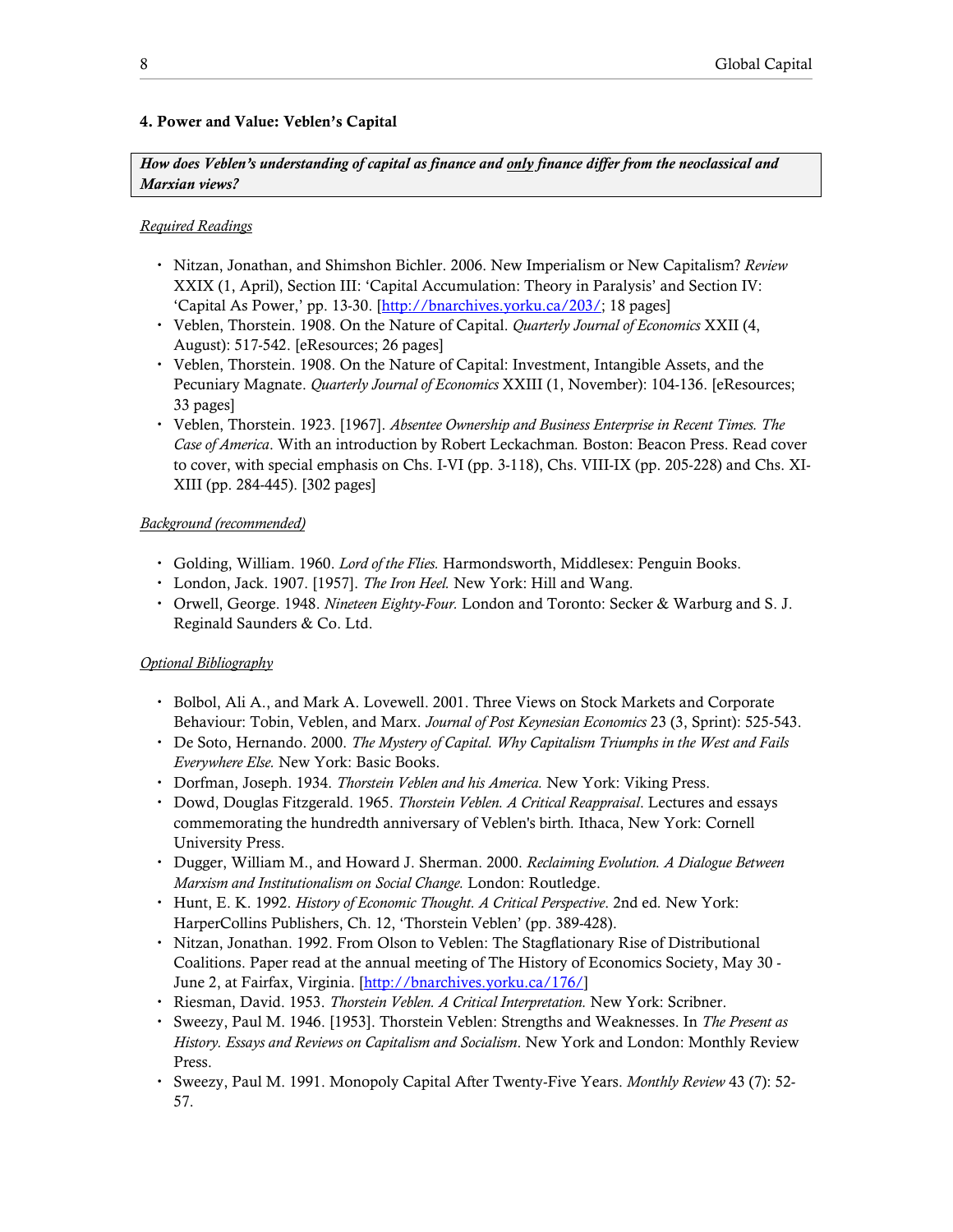#### 4. Power and Value: Veblen's Capital

> ***How does Veblen's understanding of capital as finance and only finance differ from the neoclassical and Marxian views?***

Required Readings

- Nitzan, Jonathan, and Shimshon Bichler. 2006. New Imperialism or New Capitalism? *Review* XXIX (1, April), Section III: 'Capital Accumulation: Theory in Paralysis' and Section IV: 'Capital As Power,' pp. 13-30. [http://bnarchives.yorku.ca/203/; 18 pages]
- Veblen, Thorstein. 1908. On the Nature of Capital. *Quarterly Journal of Economics* XXII (4, August): 517-542. [eResources; 26 pages]
- Veblen, Thorstein. 1908. On the Nature of Capital: Investment, Intangible Assets, and the Pecuniary Magnate. *Quarterly Journal of Economics* XXIII (1, November): 104-136. [eResources; 33 pages]
- Veblen, Thorstein. 1923. [1967]. *Absentee Ownership and Business Enterprise in Recent Times. The Case of America*. With an introduction by Robert Leckachman. Boston: Beacon Press. Read cover to cover, with special emphasis on Chs. I-VI (pp. 3-118), Chs. VIII-IX (pp. 205-228) and Chs. XI-XIII (pp. 284-445). [302 pages]

Background (recommended)

- Golding, William. 1960. *Lord of the Flies.* Harmondsworth, Middlesex: Penguin Books.
- London, Jack. 1907. [1957]. *The Iron Heel.* New York: Hill and Wang.
- Orwell, George. 1948. *Nineteen Eighty-Four.* London and Toronto: Secker & Warburg and S. J. Reginald Saunders & Co. Ltd.

Optional Bibliography

- Bolbol, Ali A., and Mark A. Lovewell. 2001. Three Views on Stock Markets and Corporate Behaviour: Tobin, Veblen, and Marx. *Journal of Post Keynesian Economics* 23 (3, Sprint): 525-543.
- De Soto, Hernando. 2000. *The Mystery of Capital. Why Capitalism Triumphs in the West and Fails Everywhere Else.* New York: Basic Books.
- Dorfman, Joseph. 1934. *Thorstein Veblen and his America.* New York: Viking Press.
- Dowd, Douglas Fitzgerald. 1965. *Thorstein Veblen. A Critical Reappraisal*. Lectures and essays commemorating the hundredth anniversary of Veblen's birth. Ithaca, New York: Cornell University Press.
- Dugger, William M., and Howard J. Sherman. 2000. *Reclaiming Evolution. A Dialogue Between Marxism and Institutionalism on Social Change.* London: Routledge.
- Hunt, E. K. 1992. *History of Economic Thought. A Critical Perspective*. 2nd ed. New York: HarperCollins Publishers, Ch. 12, 'Thorstein Veblen' (pp. 389-428).
- Nitzan, Jonathan. 1992. From Olson to Veblen: The Stagflationary Rise of Distributional Coalitions. Paper read at the annual meeting of The History of Economics Society, May 30 - June 2, at Fairfax, Virginia. [http://bnarchives.yorku.ca/176/]
- Riesman, David. 1953. *Thorstein Veblen. A Critical Interpretation.* New York: Scribner.
- Sweezy, Paul M. 1946. [1953]. Thorstein Veblen: Strengths and Weaknesses. In *The Present as History. Essays and Reviews on Capitalism and Socialism*. New York and London: Monthly Review Press.
- Sweezy, Paul M. 1991. Monopoly Capital After Twenty-Five Years. *Monthly Review* 43 (7): 52-57.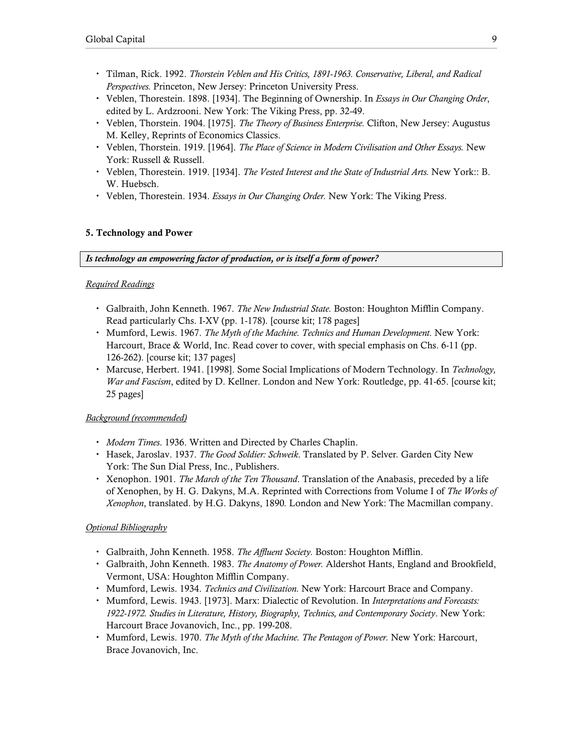- Tilman, Rick. 1992. *Thorstein Veblen and His Critics, 1891-1963. Conservative, Liberal, and Radical Perspectives.* Princeton, New Jersey: Princeton University Press.
- Veblen, Thorestein. 1898. [1934]. The Beginning of Ownership. In *Essays in Our Changing Order*, edited by L. Ardzrooni. New York: The Viking Press, pp. 32-49.
- Veblen, Thorstein. 1904. [1975]. *The Theory of Business Enterprise.* Clifton, New Jersey: Augustus M. Kelley, Reprints of Economics Classics.
- Veblen, Thorstein. 1919. [1964]. *The Place of Science in Modern Civilisation and Other Essays.* New York: Russell & Russell.
- Veblen, Thorestein. 1919. [1934]. *The Vested Interest and the State of Industrial Arts.* New York:: B. W. Huebsch.
- Veblen, Thorestein. 1934. *Essays in Our Changing Order.* New York: The Viking Press.

### 5. Technology and Power

***Is technology an empowering factor of production, or is itself a form of power?***

Required Readings

- Galbraith, John Kenneth. 1967. *The New Industrial State.* Boston: Houghton Mifflin Company. Read particularly Chs. I-XV (pp. 1-178). [course kit; 178 pages]
- Mumford, Lewis. 1967. *The Myth of the Machine. Technics and Human Development.* New York: Harcourt, Brace & World, Inc. Read cover to cover, with special emphasis on Chs. 6-11 (pp. 126-262). [course kit; 137 pages]
- Marcuse, Herbert. 1941. [1998]. Some Social Implications of Modern Technology. In *Technology, War and Fascism*, edited by D. Kellner. London and New York: Routledge, pp. 41-65. [course kit; 25 pages]

Background (recommended)

- *Modern Times*. 1936. Written and Directed by Charles Chaplin.
- Hasek, Jaroslav. 1937. *The Good Soldier: Schweik*. Translated by P. Selver. Garden City New York: The Sun Dial Press, Inc., Publishers.
- Xenophon. 1901. *The March of the Ten Thousand*. Translation of the Anabasis, preceded by a life of Xenophen, by H. G. Dakyns, M.A. Reprinted with Corrections from Volume I of *The Works of Xenophon*, translated. by H.G. Dakyns, 1890*.* London and New York: The Macmillan company.

Optional Bibliography

- Galbraith, John Kenneth. 1958. *The Affluent Society.* Boston: Houghton Mifflin.
- Galbraith, John Kenneth. 1983. *The Anatomy of Power.* Aldershot Hants, England and Brookfield, Vermont, USA: Houghton Mifflin Company.
- Mumford, Lewis. 1934. *Technics and Civilization.* New York: Harcourt Brace and Company.
- Mumford, Lewis. 1943. [1973]. Marx: Dialectic of Revolution. In *Interpretations and Forecasts: 1922-1972. Studies in Literature, History, Biography, Technics, and Contemporary Society*. New York: Harcourt Brace Jovanovich, Inc., pp. 199-208.
- Mumford, Lewis. 1970. *The Myth of the Machine. The Pentagon of Power.* New York: Harcourt, Brace Jovanovich, Inc.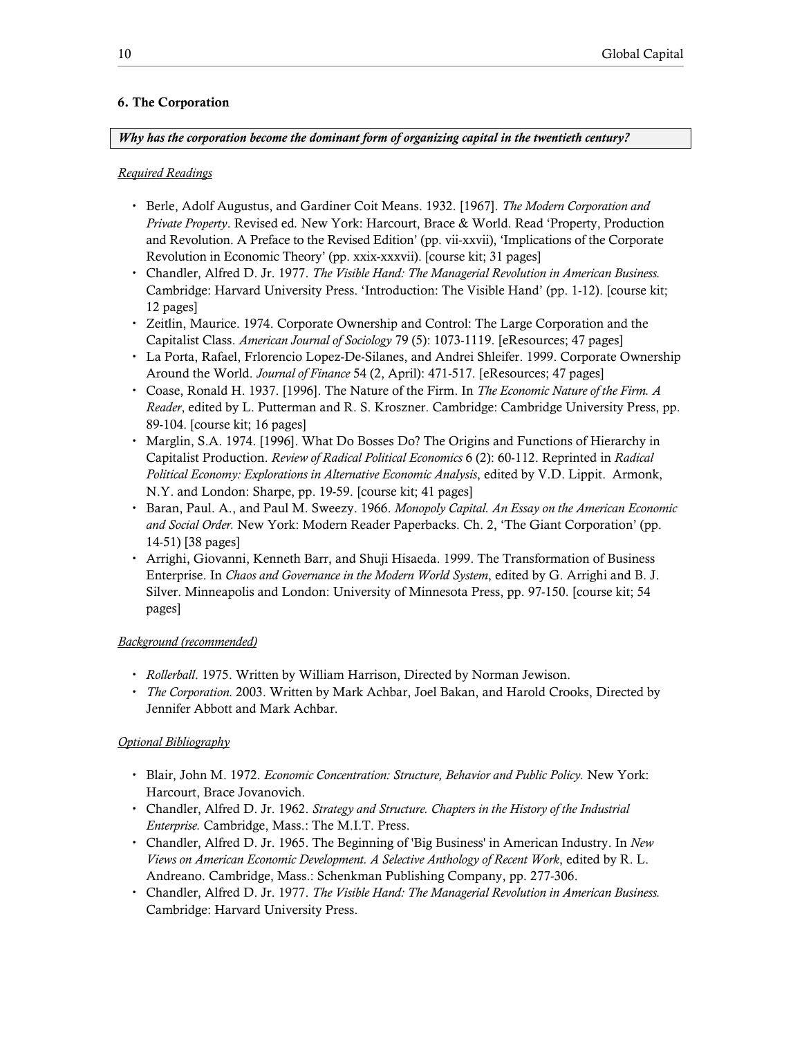## 6. The Corporation

***Why has the corporation become the dominant form of organizing capital in the twentieth century?***

*Required Readings*

- Berle, Adolf Augustus, and Gardiner Coit Means. 1932. [1967]. *The Modern Corporation and Private Property*. Revised ed. New York: Harcourt, Brace & World. Read 'Property, Production and Revolution. A Preface to the Revised Edition' (pp. vii-xxvii), 'Implications of the Corporate Revolution in Economic Theory' (pp. xxix-xxxvii). [course kit; 31 pages]
- Chandler, Alfred D. Jr. 1977. *The Visible Hand: The Managerial Revolution in American Business.* Cambridge: Harvard University Press. 'Introduction: The Visible Hand' (pp. 1-12). [course kit; 12 pages]
- Zeitlin, Maurice. 1974. Corporate Ownership and Control: The Large Corporation and the Capitalist Class. *American Journal of Sociology* 79 (5): 1073-1119. [eResources; 47 pages]
- La Porta, Rafael, Frlorencio Lopez-De-Silanes, and Andrei Shleifer. 1999. Corporate Ownership Around the World. *Journal of Finance* 54 (2, April): 471-517. [eResources; 47 pages]
- Coase, Ronald H. 1937. [1996]. The Nature of the Firm. In *The Economic Nature of the Firm. A Reader*, edited by L. Putterman and R. S. Kroszner. Cambridge: Cambridge University Press, pp. 89-104. [course kit; 16 pages]
- Marglin, S.A. 1974. [1996]. What Do Bosses Do? The Origins and Functions of Hierarchy in Capitalist Production. *Review of Radical Political Economics* 6 (2): 60-112. Reprinted in *Radical Political Economy: Explorations in Alternative Economic Analysis*, edited by V.D. Lippit. Armonk, N.Y. and London: Sharpe, pp. 19-59. [course kit; 41 pages]
- Baran, Paul. A., and Paul M. Sweezy. 1966. *Monopoly Capital. An Essay on the American Economic and Social Order.* New York: Modern Reader Paperbacks. Ch. 2, 'The Giant Corporation' (pp. 14-51) [38 pages]
- Arrighi, Giovanni, Kenneth Barr, and Shuji Hisaeda. 1999. The Transformation of Business Enterprise. In *Chaos and Governance in the Modern World System*, edited by G. Arrighi and B. J. Silver. Minneapolis and London: University of Minnesota Press, pp. 97-150. [course kit; 54 pages]

*Background (recommended)*

- *Rollerball*. 1975. Written by William Harrison, Directed by Norman Jewison.
- *The Corporation.* 2003. Written by Mark Achbar, Joel Bakan, and Harold Crooks, Directed by Jennifer Abbott and Mark Achbar.

*Optional Bibliography*

- Blair, John M. 1972. *Economic Concentration: Structure, Behavior and Public Policy.* New York: Harcourt, Brace Jovanovich.
- Chandler, Alfred D. Jr. 1962. *Strategy and Structure. Chapters in the History of the Industrial Enterprise.* Cambridge, Mass.: The M.I.T. Press.
- Chandler, Alfred D. Jr. 1965. The Beginning of 'Big Business' in American Industry. In *New Views on American Economic Development. A Selective Anthology of Recent Work*, edited by R. L. Andreano. Cambridge, Mass.: Schenkman Publishing Company, pp. 277-306.
- Chandler, Alfred D. Jr. 1977. *The Visible Hand: The Managerial Revolution in American Business.* Cambridge: Harvard University Press.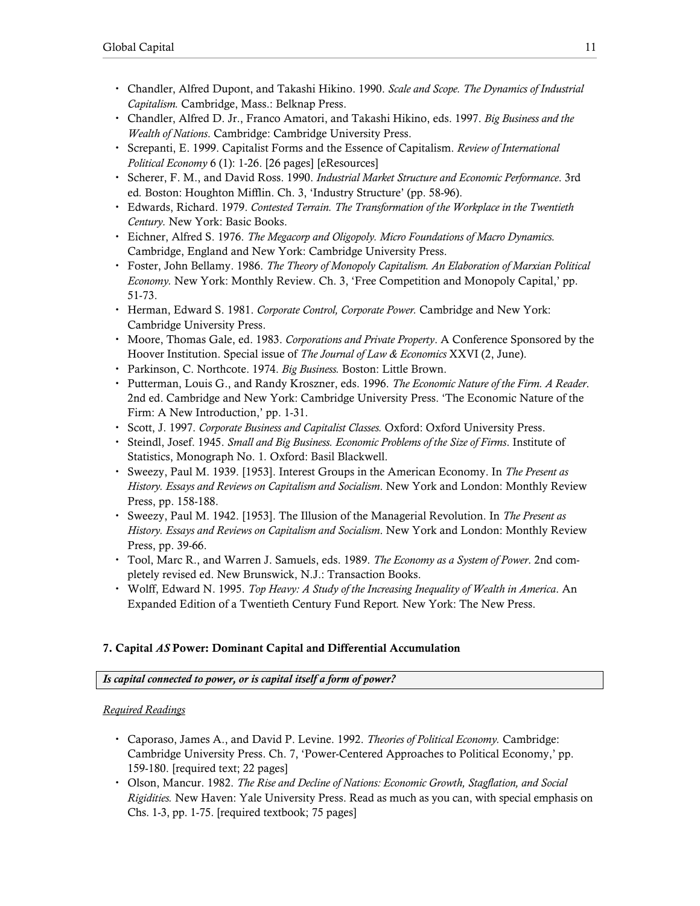- Chandler, Alfred Dupont, and Takashi Hikino. 1990. *Scale and Scope. The Dynamics of Industrial Capitalism.* Cambridge, Mass.: Belknap Press.
- Chandler, Alfred D. Jr., Franco Amatori, and Takashi Hikino, eds. 1997. *Big Business and the Wealth of Nations*. Cambridge: Cambridge University Press.
- Screpanti, E. 1999. Capitalist Forms and the Essence of Capitalism. *Review of International Political Economy* 6 (1): 1-26. [26 pages] [eResources]
- Scherer, F. M., and David Ross. 1990. *Industrial Market Structure and Economic Performance*. 3rd ed. Boston: Houghton Mifflin. Ch. 3, 'Industry Structure' (pp. 58-96).
- Edwards, Richard. 1979. *Contested Terrain. The Transformation of the Workplace in the Twentieth Century.* New York: Basic Books.
- Eichner, Alfred S. 1976. *The Megacorp and Oligopoly. Micro Foundations of Macro Dynamics.* Cambridge, England and New York: Cambridge University Press.
- Foster, John Bellamy. 1986. *The Theory of Monopoly Capitalism. An Elaboration of Marxian Political Economy.* New York: Monthly Review. Ch. 3, 'Free Competition and Monopoly Capital,' pp. 51-73.
- Herman, Edward S. 1981. *Corporate Control, Corporate Power.* Cambridge and New York: Cambridge University Press.
- Moore, Thomas Gale, ed. 1983. *Corporations and Private Property*. A Conference Sponsored by the Hoover Institution. Special issue of *The Journal of Law & Economics* XXVI (2, June).
- Parkinson, C. Northcote. 1974. *Big Business.* Boston: Little Brown.
- Putterman, Louis G., and Randy Kroszner, eds. 1996. *The Economic Nature of the Firm. A Reader*. 2nd ed. Cambridge and New York: Cambridge University Press. 'The Economic Nature of the Firm: A New Introduction,' pp. 1-31.
- Scott, J. 1997. *Corporate Business and Capitalist Classes.* Oxford: Oxford University Press.
- Steindl, Josef. 1945. *Small and Big Business. Economic Problems of the Size of Firms*. Institute of Statistics, Monograph No. 1. Oxford: Basil Blackwell.
- Sweezy, Paul M. 1939. [1953]. Interest Groups in the American Economy. In *The Present as History. Essays and Reviews on Capitalism and Socialism*. New York and London: Monthly Review Press, pp. 158-188.
- Sweezy, Paul M. 1942. [1953]. The Illusion of the Managerial Revolution. In *The Present as History. Essays and Reviews on Capitalism and Socialism*. New York and London: Monthly Review Press, pp. 39-66.
- Tool, Marc R., and Warren J. Samuels, eds. 1989. *The Economy as a System of Power*. 2nd completely revised ed. New Brunswick, N.J.: Transaction Books.
- Wolff, Edward N. 1995. *Top Heavy: A Study of the Increasing Inequality of Wealth in America*. An Expanded Edition of a Twentieth Century Fund Report*.* New York: The New Press.

### 7. Capital *AS* Power: Dominant Capital and Differential Accumulation

***Is capital connected to power, or is capital itself a form of power?***

*Required Readings*

- Caporaso, James A., and David P. Levine. 1992. *Theories of Political Economy.* Cambridge: Cambridge University Press. Ch. 7, 'Power-Centered Approaches to Political Economy,' pp. 159-180. [required text; 22 pages]
- Olson, Mancur. 1982. *The Rise and Decline of Nations: Economic Growth, Stagflation, and Social Rigidities.* New Haven: Yale University Press. Read as much as you can, with special emphasis on Chs. 1-3, pp. 1-75. [required textbook; 75 pages]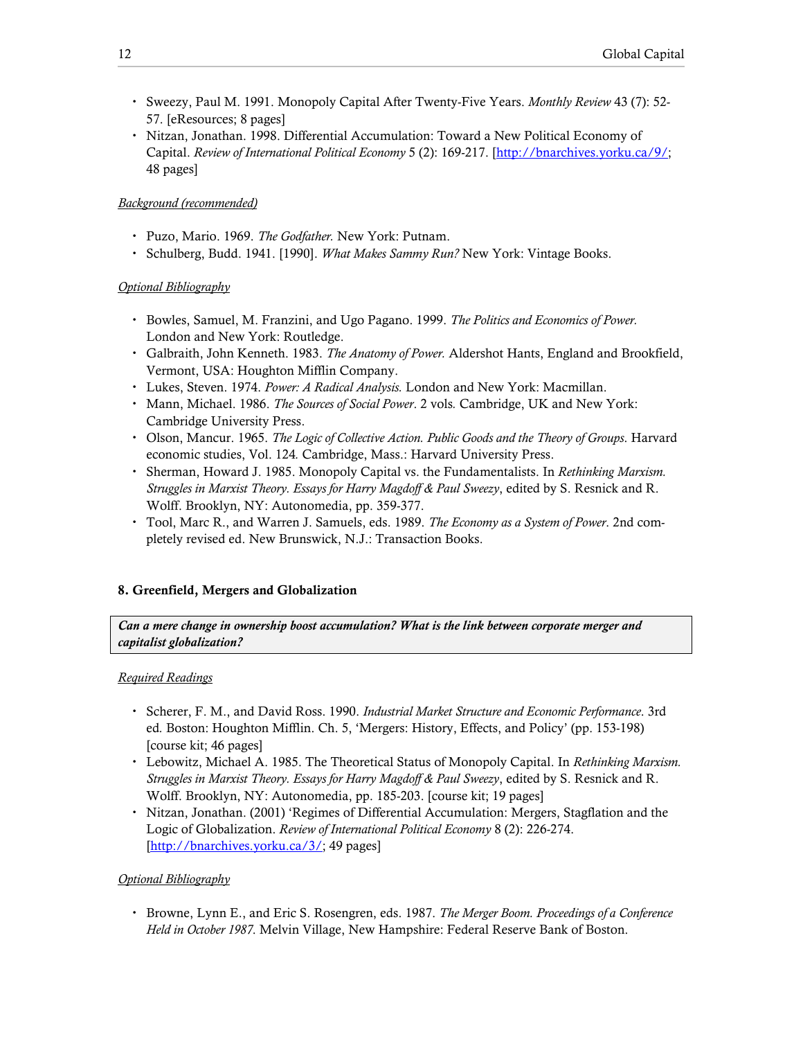- Sweezy, Paul M. 1991. Monopoly Capital After Twenty-Five Years. *Monthly Review* 43 (7): 52-57. [eResources; 8 pages]
- Nitzan, Jonathan. 1998. Differential Accumulation: Toward a New Political Economy of Capital. *Review of International Political Economy* 5 (2): 169-217. [http://bnarchives.yorku.ca/9/; 48 pages]

<u>*Background (recommended)*</u>

- Puzo, Mario. 1969. *The Godfather.* New York: Putnam.
- Schulberg, Budd. 1941. [1990]. *What Makes Sammy Run?* New York: Vintage Books.

<u>*Optional Bibliography*</u>

- Bowles, Samuel, M. Franzini, and Ugo Pagano. 1999. *The Politics and Economics of Power.* London and New York: Routledge.
- Galbraith, John Kenneth. 1983. *The Anatomy of Power.* Aldershot Hants, England and Brookfield, Vermont, USA: Houghton Mifflin Company.
- Lukes, Steven. 1974. *Power: A Radical Analysis.* London and New York: Macmillan.
- Mann, Michael. 1986. *The Sources of Social Power*. 2 vols. Cambridge, UK and New York: Cambridge University Press.
- Olson, Mancur. 1965. *The Logic of Collective Action. Public Goods and the Theory of Groups.* Harvard economic studies, Vol. 124*.* Cambridge, Mass.: Harvard University Press.
- Sherman, Howard J. 1985. Monopoly Capital vs. the Fundamentalists. In *Rethinking Marxism. Struggles in Marxist Theory. Essays for Harry Magdoff & Paul Sweezy*, edited by S. Resnick and R. Wolff. Brooklyn, NY: Autonomedia, pp. 359-377.
- Tool, Marc R., and Warren J. Samuels, eds. 1989. *The Economy as a System of Power*. 2nd completely revised ed. New Brunswick, N.J.: Transaction Books.

## 8. Greenfield, Mergers and Globalization

***Can a mere change in ownership boost accumulation? What is the link between corporate merger and capitalist globalization?***

<u>*Required Readings*</u>

- Scherer, F. M., and David Ross. 1990. *Industrial Market Structure and Economic Performance*. 3rd ed. Boston: Houghton Mifflin. Ch. 5, 'Mergers: History, Effects, and Policy' (pp. 153-198) [course kit; 46 pages]
- Lebowitz, Michael A. 1985. The Theoretical Status of Monopoly Capital. In *Rethinking Marxism. Struggles in Marxist Theory. Essays for Harry Magdoff & Paul Sweezy*, edited by S. Resnick and R. Wolff. Brooklyn, NY: Autonomedia, pp. 185-203. [course kit; 19 pages]
- Nitzan, Jonathan. (2001) 'Regimes of Differential Accumulation: Mergers, Stagflation and the Logic of Globalization. *Review of International Political Economy* 8 (2): 226-274. [http://bnarchives.yorku.ca/3/; 49 pages]

<u>*Optional Bibliography*</u>

- Browne, Lynn E., and Eric S. Rosengren, eds. 1987. *The Merger Boom. Proceedings of a Conference Held in October 1987.* Melvin Village, New Hampshire: Federal Reserve Bank of Boston.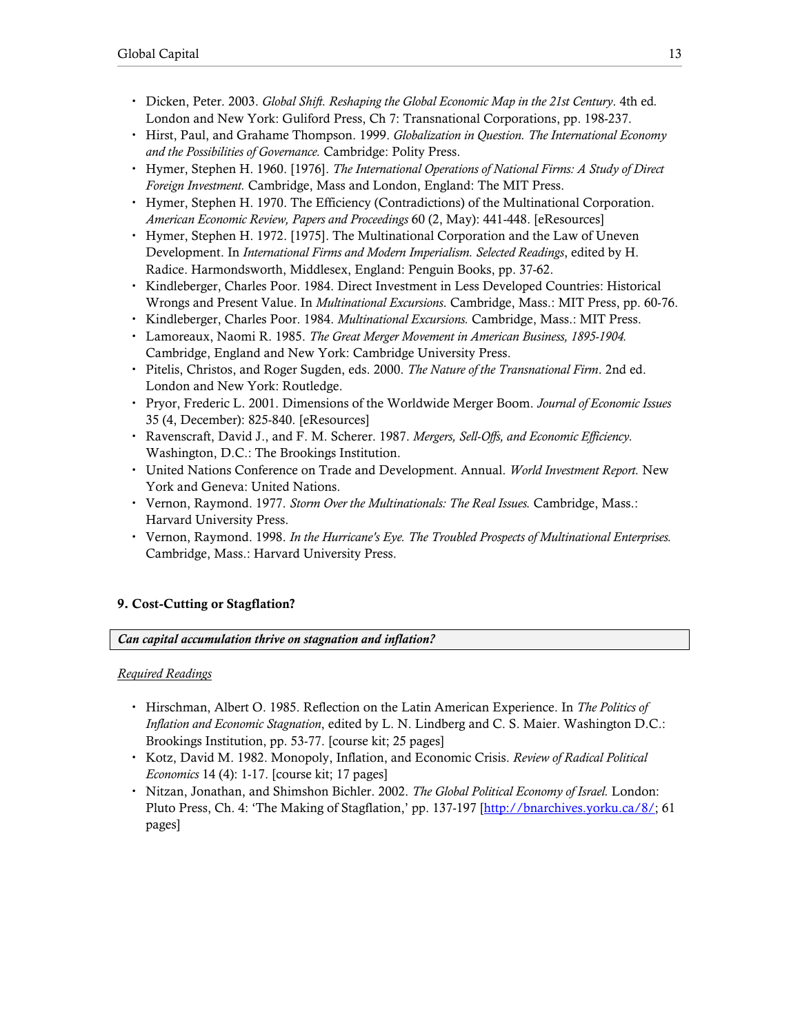- Dicken, Peter. 2003. *Global Shift. Reshaping the Global Economic Map in the 21st Century*. 4th ed. London and New York: Guliford Press, Ch 7: Transnational Corporations, pp. 198-237.
- Hirst, Paul, and Grahame Thompson. 1999. *Globalization in Question. The International Economy and the Possibilities of Governance.* Cambridge: Polity Press.
- Hymer, Stephen H. 1960. [1976]. *The International Operations of National Firms: A Study of Direct Foreign Investment.* Cambridge, Mass and London, England: The MIT Press.
- Hymer, Stephen H. 1970. The Efficiency (Contradictions) of the Multinational Corporation. *American Economic Review, Papers and Proceedings* 60 (2, May): 441-448. [eResources]
- Hymer, Stephen H. 1972. [1975]. The Multinational Corporation and the Law of Uneven Development. In *International Firms and Modern Imperialism. Selected Readings*, edited by H. Radice. Harmondsworth, Middlesex, England: Penguin Books, pp. 37-62.
- Kindleberger, Charles Poor. 1984. Direct Investment in Less Developed Countries: Historical Wrongs and Present Value. In *Multinational Excursions*. Cambridge, Mass.: MIT Press, pp. 60-76.
- Kindleberger, Charles Poor. 1984. *Multinational Excursions.* Cambridge, Mass.: MIT Press.
- Lamoreaux, Naomi R. 1985. *The Great Merger Movement in American Business, 1895-1904.* Cambridge, England and New York: Cambridge University Press.
- Pitelis, Christos, and Roger Sugden, eds. 2000. *The Nature of the Transnational Firm*. 2nd ed. London and New York: Routledge.
- Pryor, Frederic L. 2001. Dimensions of the Worldwide Merger Boom. *Journal of Economic Issues* 35 (4, December): 825-840. [eResources]
- Ravenscraft, David J., and F. M. Scherer. 1987. *Mergers, Sell-Offs, and Economic Efficiency.* Washington, D.C.: The Brookings Institution.
- United Nations Conference on Trade and Development. Annual. *World Investment Report.* New York and Geneva: United Nations.
- Vernon, Raymond. 1977. *Storm Over the Multinationals: The Real Issues.* Cambridge, Mass.: Harvard University Press.
- Vernon, Raymond. 1998. *In the Hurricane's Eye. The Troubled Prospects of Multinational Enterprises.* Cambridge, Mass.: Harvard University Press.

## 9. Cost-Cutting or Stagflation?

***Can capital accumulation thrive on stagnation and inflation?***

Required Readings

- Hirschman, Albert O. 1985. Reflection on the Latin American Experience. In *The Politics of Inflation and Economic Stagnation*, edited by L. N. Lindberg and C. S. Maier. Washington D.C.: Brookings Institution, pp. 53-77. [course kit; 25 pages]
- Kotz, David M. 1982. Monopoly, Inflation, and Economic Crisis. *Review of Radical Political Economics* 14 (4): 1-17. [course kit; 17 pages]
- Nitzan, Jonathan, and Shimshon Bichler. 2002. *The Global Political Economy of Israel.* London: Pluto Press, Ch. 4: 'The Making of Stagflation,' pp. 137-197 [http://bnarchives.yorku.ca/8/; 61 pages]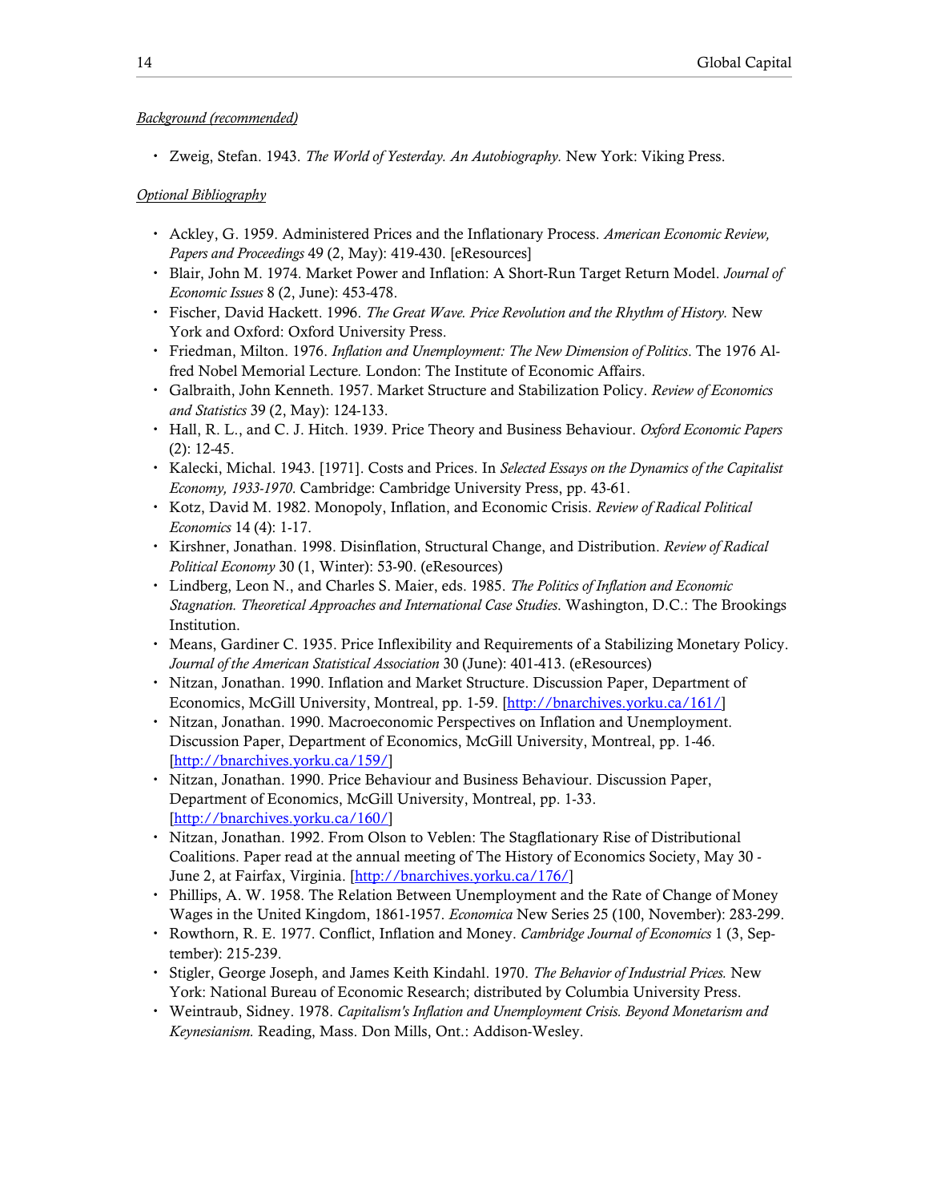_Background (recommended)_

- Zweig, Stefan. 1943. *The World of Yesterday. An Autobiography.* New York: Viking Press.

_Optional Bibliography_

- Ackley, G. 1959. Administered Prices and the Inflationary Process. *American Economic Review, Papers and Proceedings* 49 (2, May): 419-430. [eResources]
- Blair, John M. 1974. Market Power and Inflation: A Short-Run Target Return Model. *Journal of Economic Issues* 8 (2, June): 453-478.
- Fischer, David Hackett. 1996. *The Great Wave. Price Revolution and the Rhythm of History.* New York and Oxford: Oxford University Press.
- Friedman, Milton. 1976. *Inflation and Unemployment: The New Dimension of Politics*. The 1976 Alfred Nobel Memorial Lecture. London: The Institute of Economic Affairs.
- Galbraith, John Kenneth. 1957. Market Structure and Stabilization Policy. *Review of Economics and Statistics* 39 (2, May): 124-133.
- Hall, R. L., and C. J. Hitch. 1939. Price Theory and Business Behaviour. *Oxford Economic Papers* (2): 12-45.
- Kalecki, Michal. 1943. [1971]. Costs and Prices. In *Selected Essays on the Dynamics of the Capitalist Economy, 1933-1970.* Cambridge: Cambridge University Press, pp. 43-61.
- Kotz, David M. 1982. Monopoly, Inflation, and Economic Crisis. *Review of Radical Political Economics* 14 (4): 1-17.
- Kirshner, Jonathan. 1998. Disinflation, Structural Change, and Distribution. *Review of Radical Political Economy* 30 (1, Winter): 53-90. (eResources)
- Lindberg, Leon N., and Charles S. Maier, eds. 1985. *The Politics of Inflation and Economic Stagnation. Theoretical Approaches and International Case Studies.* Washington, D.C.: The Brookings Institution.
- Means, Gardiner C. 1935. Price Inflexibility and Requirements of a Stabilizing Monetary Policy. *Journal of the American Statistical Association* 30 (June): 401-413. (eResources)
- Nitzan, Jonathan. 1990. Inflation and Market Structure. Discussion Paper, Department of Economics, McGill University, Montreal, pp. 1-59. [http://bnarchives.yorku.ca/161/]
- Nitzan, Jonathan. 1990. Macroeconomic Perspectives on Inflation and Unemployment. Discussion Paper, Department of Economics, McGill University, Montreal, pp. 1-46. [http://bnarchives.yorku.ca/159/]
- Nitzan, Jonathan. 1990. Price Behaviour and Business Behaviour. Discussion Paper, Department of Economics, McGill University, Montreal, pp. 1-33. [http://bnarchives.yorku.ca/160/]
- Nitzan, Jonathan. 1992. From Olson to Veblen: The Stagflationary Rise of Distributional Coalitions. Paper read at the annual meeting of The History of Economics Society, May 30 - June 2, at Fairfax, Virginia. [http://bnarchives.yorku.ca/176/]
- Phillips, A. W. 1958. The Relation Between Unemployment and the Rate of Change of Money Wages in the United Kingdom, 1861-1957. *Economica* New Series 25 (100, November): 283-299.
- Rowthorn, R. E. 1977. Conflict, Inflation and Money. *Cambridge Journal of Economics* 1 (3, September): 215-239.
- Stigler, George Joseph, and James Keith Kindahl. 1970. *The Behavior of Industrial Prices.* New York: National Bureau of Economic Research; distributed by Columbia University Press.
- Weintraub, Sidney. 1978. *Capitalism's Inflation and Unemployment Crisis. Beyond Monetarism and Keynesianism.* Reading, Mass. Don Mills, Ont.: Addison-Wesley.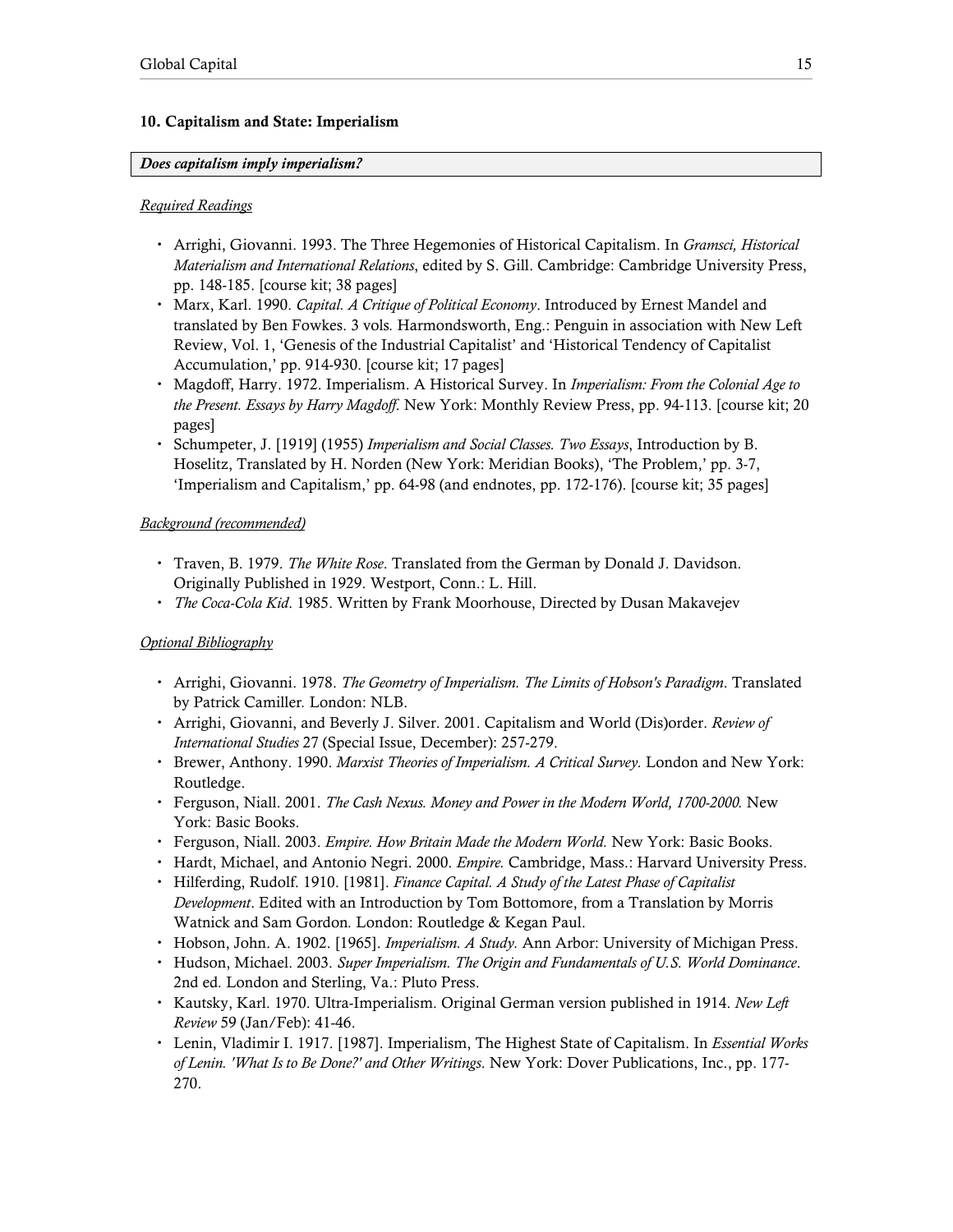## 10. Capitalism and State: Imperialism

***Does capitalism imply imperialism?***

<u>Required Readings</u>

- Arrighi, Giovanni. 1993. The Three Hegemonies of Historical Capitalism. In *Gramsci, Historical Materialism and International Relations*, edited by S. Gill. Cambridge: Cambridge University Press, pp. 148-185. [course kit; 38 pages]
- Marx, Karl. 1990. *Capital. A Critique of Political Economy*. Introduced by Ernest Mandel and translated by Ben Fowkes. 3 vols. Harmondsworth, Eng.: Penguin in association with New Left Review, Vol. 1, 'Genesis of the Industrial Capitalist' and 'Historical Tendency of Capitalist Accumulation,' pp. 914-930. [course kit; 17 pages]
- Magdoff, Harry. 1972. Imperialism. A Historical Survey. In *Imperialism: From the Colonial Age to the Present. Essays by Harry Magdoff*. New York: Monthly Review Press, pp. 94-113. [course kit; 20 pages]
- Schumpeter, J. [1919] (1955) *Imperialism and Social Classes. Two Essays*, Introduction by B. Hoselitz, Translated by H. Norden (New York: Meridian Books), 'The Problem,' pp. 3-7, 'Imperialism and Capitalism,' pp. 64-98 (and endnotes, pp. 172-176). [course kit; 35 pages]

<u>Background (recommended)</u>

- Traven, B. 1979. *The White Rose*. Translated from the German by Donald J. Davidson. Originally Published in 1929. Westport, Conn.: L. Hill.
- *The Coca-Cola Kid*. 1985. Written by Frank Moorhouse, Directed by Dusan Makavejev

<u>Optional Bibliography</u>

- Arrighi, Giovanni. 1978. *The Geometry of Imperialism. The Limits of Hobson's Paradigm*. Translated by Patrick Camiller. London: NLB.
- Arrighi, Giovanni, and Beverly J. Silver. 2001. Capitalism and World (Dis)order. *Review of International Studies* 27 (Special Issue, December): 257-279.
- Brewer, Anthony. 1990. *Marxist Theories of Imperialism. A Critical Survey.* London and New York: Routledge.
- Ferguson, Niall. 2001. *The Cash Nexus. Money and Power in the Modern World, 1700-2000.* New York: Basic Books.
- Ferguson, Niall. 2003. *Empire. How Britain Made the Modern World.* New York: Basic Books.
- Hardt, Michael, and Antonio Negri. 2000. *Empire.* Cambridge, Mass.: Harvard University Press.
- Hilferding, Rudolf. 1910. [1981]. *Finance Capital. A Study of the Latest Phase of Capitalist Development*. Edited with an Introduction by Tom Bottomore, from a Translation by Morris Watnick and Sam Gordon. London: Routledge & Kegan Paul.
- Hobson, John. A. 1902. [1965]. *Imperialism. A Study.* Ann Arbor: University of Michigan Press.
- Hudson, Michael. 2003. *Super Imperialism. The Origin and Fundamentals of U.S. World Dominance*. 2nd ed. London and Sterling, Va.: Pluto Press.
- Kautsky, Karl. 1970. Ultra-Imperialism. Original German version published in 1914. *New Left Review* 59 (Jan/Feb): 41-46.
- Lenin, Vladimir I. 1917. [1987]. Imperialism, The Highest State of Capitalism. In *Essential Works of Lenin. 'What Is to Be Done?' and Other Writings.* New York: Dover Publications, Inc., pp. 177-270.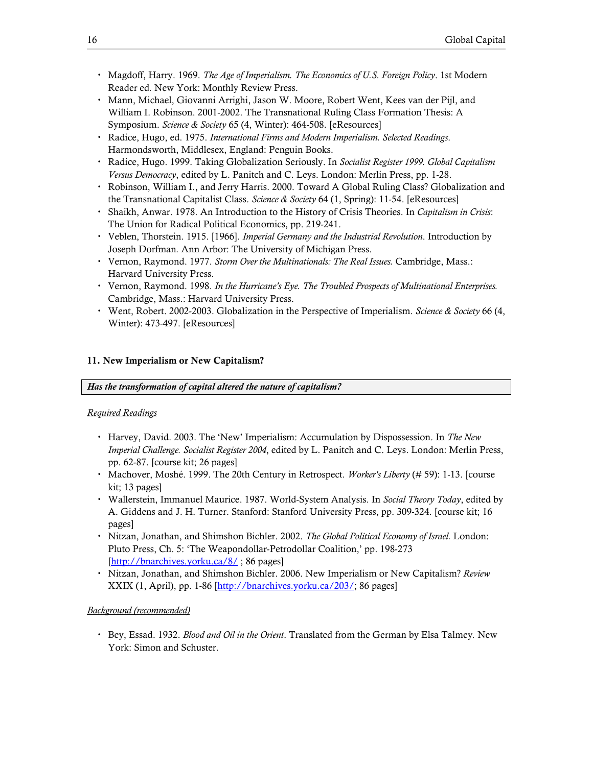- Magdoff, Harry. 1969. *The Age of Imperialism. The Economics of U.S. Foreign Policy*. 1st Modern Reader ed. New York: Monthly Review Press.
- Mann, Michael, Giovanni Arrighi, Jason W. Moore, Robert Went, Kees van der Pijl, and William I. Robinson. 2001-2002. The Transnational Ruling Class Formation Thesis: A Symposium. *Science & Society* 65 (4, Winter): 464-508. [eResources]
- Radice, Hugo, ed. 1975. *International Firms and Modern Imperialism. Selected Readings*. Harmondsworth, Middlesex, England: Penguin Books.
- Radice, Hugo. 1999. Taking Globalization Seriously. In *Socialist Register 1999. Global Capitalism Versus Democracy*, edited by L. Panitch and C. Leys. London: Merlin Press, pp. 1-28.
- Robinson, William I., and Jerry Harris. 2000. Toward A Global Ruling Class? Globalization and the Transnational Capitalist Class. *Science & Society* 64 (1, Spring): 11-54. [eResources]
- Shaikh, Anwar. 1978. An Introduction to the History of Crisis Theories. In *Capitalism in Crisis*: The Union for Radical Political Economics, pp. 219-241.
- Veblen, Thorstein. 1915. [1966]. *Imperial Germany and the Industrial Revolution*. Introduction by Joseph Dorfman. Ann Arbor: The University of Michigan Press.
- Vernon, Raymond. 1977. *Storm Over the Multinationals: The Real Issues.* Cambridge, Mass.: Harvard University Press.
- Vernon, Raymond. 1998. *In the Hurricane's Eye. The Troubled Prospects of Multinational Enterprises.* Cambridge, Mass.: Harvard University Press.
- Went, Robert. 2002-2003. Globalization in the Perspective of Imperialism. *Science & Society* 66 (4, Winter): 473-497. [eResources]

### 11. New Imperialism or New Capitalism?

***Has the transformation of capital altered the nature of capitalism?***

Required Readings

- Harvey, David. 2003. The 'New' Imperialism: Accumulation by Dispossession. In *The New Imperial Challenge. Socialist Register 2004*, edited by L. Panitch and C. Leys. London: Merlin Press, pp. 62-87. [course kit; 26 pages]
- Machover, Moshé. 1999. The 20th Century in Retrospect. *Worker's Liberty* (# 59): 1-13. [course kit; 13 pages]
- Wallerstein, Immanuel Maurice. 1987. World-System Analysis. In *Social Theory Today*, edited by A. Giddens and J. H. Turner. Stanford: Stanford University Press, pp. 309-324. [course kit; 16 pages]
- Nitzan, Jonathan, and Shimshon Bichler. 2002. *The Global Political Economy of Israel.* London: Pluto Press, Ch. 5: 'The Weapondollar-Petrodollar Coalition,' pp. 198-273 [http://bnarchives.yorku.ca/8/ ; 86 pages]
- Nitzan, Jonathan, and Shimshon Bichler. 2006. New Imperialism or New Capitalism? *Review* XXIX (1, April), pp. 1-86 [http://bnarchives.yorku.ca/203/; 86 pages]

Background (recommended)

- Bey, Essad. 1932. *Blood and Oil in the Orient*. Translated from the German by Elsa Talmey. New York: Simon and Schuster.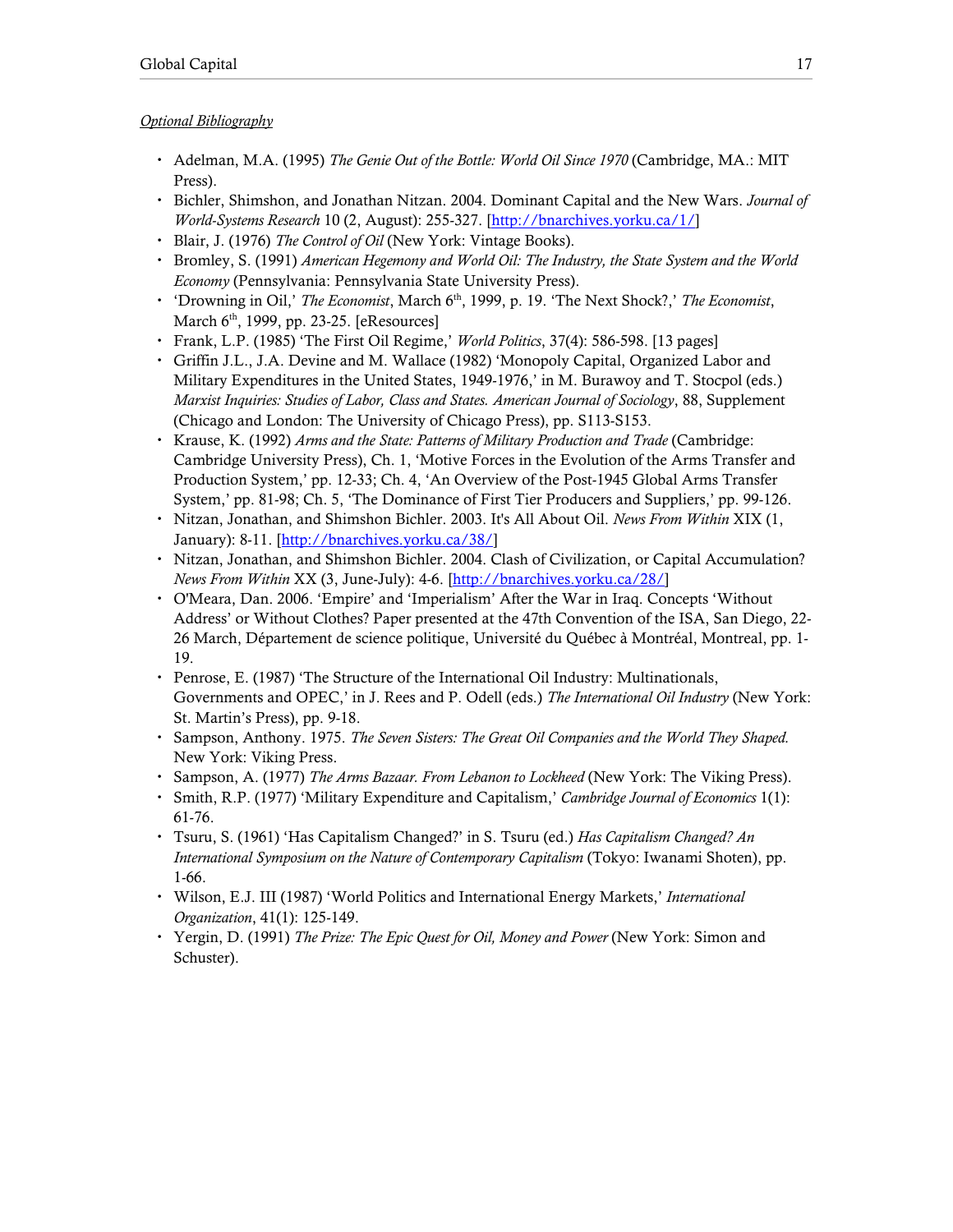*Optional Bibliography*

- Adelman, M.A. (1995) *The Genie Out of the Bottle: World Oil Since 1970* (Cambridge, MA.: MIT Press).
- Bichler, Shimshon, and Jonathan Nitzan. 2004. Dominant Capital and the New Wars. *Journal of World-Systems Research* 10 (2, August): 255-327. [http://bnarchives.yorku.ca/1/]
- Blair, J. (1976) *The Control of Oil* (New York: Vintage Books).
- Bromley, S. (1991) *American Hegemony and World Oil: The Industry, the State System and the World Economy* (Pennsylvania: Pennsylvania State University Press).
- 'Drowning in Oil,' *The Economist*, March 6th, 1999, p. 19. 'The Next Shock?,' *The Economist*, March 6th, 1999, pp. 23-25. [eResources]
- Frank, L.P. (1985) 'The First Oil Regime,' *World Politics*, 37(4): 586-598. [13 pages]
- Griffin J.L., J.A. Devine and M. Wallace (1982) 'Monopoly Capital, Organized Labor and Military Expenditures in the United States, 1949-1976,' in M. Burawoy and T. Stocpol (eds.) *Marxist Inquiries: Studies of Labor, Class and States. American Journal of Sociology*, 88, Supplement (Chicago and London: The University of Chicago Press), pp. S113-S153.
- Krause, K. (1992) *Arms and the State: Patterns of Military Production and Trade* (Cambridge: Cambridge University Press), Ch. 1, 'Motive Forces in the Evolution of the Arms Transfer and Production System,' pp. 12-33; Ch. 4, 'An Overview of the Post-1945 Global Arms Transfer System,' pp. 81-98; Ch. 5, 'The Dominance of First Tier Producers and Suppliers,' pp. 99-126.
- Nitzan, Jonathan, and Shimshon Bichler. 2003. It's All About Oil. *News From Within* XIX (1, January): 8-11. [http://bnarchives.yorku.ca/38/]
- Nitzan, Jonathan, and Shimshon Bichler. 2004. Clash of Civilization, or Capital Accumulation? *News From Within* XX (3, June-July): 4-6. [http://bnarchives.yorku.ca/28/]
- O'Meara, Dan. 2006. 'Empire' and 'Imperialism' After the War in Iraq. Concepts 'Without Address' or Without Clothes? Paper presented at the 47th Convention of the ISA, San Diego, 22-26 March, Département de science politique, Université du Québec à Montréal, Montreal, pp. 1-19.
- Penrose, E. (1987) 'The Structure of the International Oil Industry: Multinationals, Governments and OPEC,' in J. Rees and P. Odell (eds.) *The International Oil Industry* (New York: St. Martin's Press), pp. 9-18.
- Sampson, Anthony. 1975. *The Seven Sisters: The Great Oil Companies and the World They Shaped.* New York: Viking Press.
- Sampson, A. (1977) *The Arms Bazaar. From Lebanon to Lockheed* (New York: The Viking Press).
- Smith, R.P. (1977) 'Military Expenditure and Capitalism,' *Cambridge Journal of Economics* 1(1): 61-76.
- Tsuru, S. (1961) 'Has Capitalism Changed?' in S. Tsuru (ed.) *Has Capitalism Changed? An International Symposium on the Nature of Contemporary Capitalism* (Tokyo: Iwanami Shoten), pp. 1-66.
- Wilson, E.J. III (1987) 'World Politics and International Energy Markets,' *International Organization*, 41(1): 125-149.
- Yergin, D. (1991) *The Prize: The Epic Quest for Oil, Money and Power* (New York: Simon and Schuster).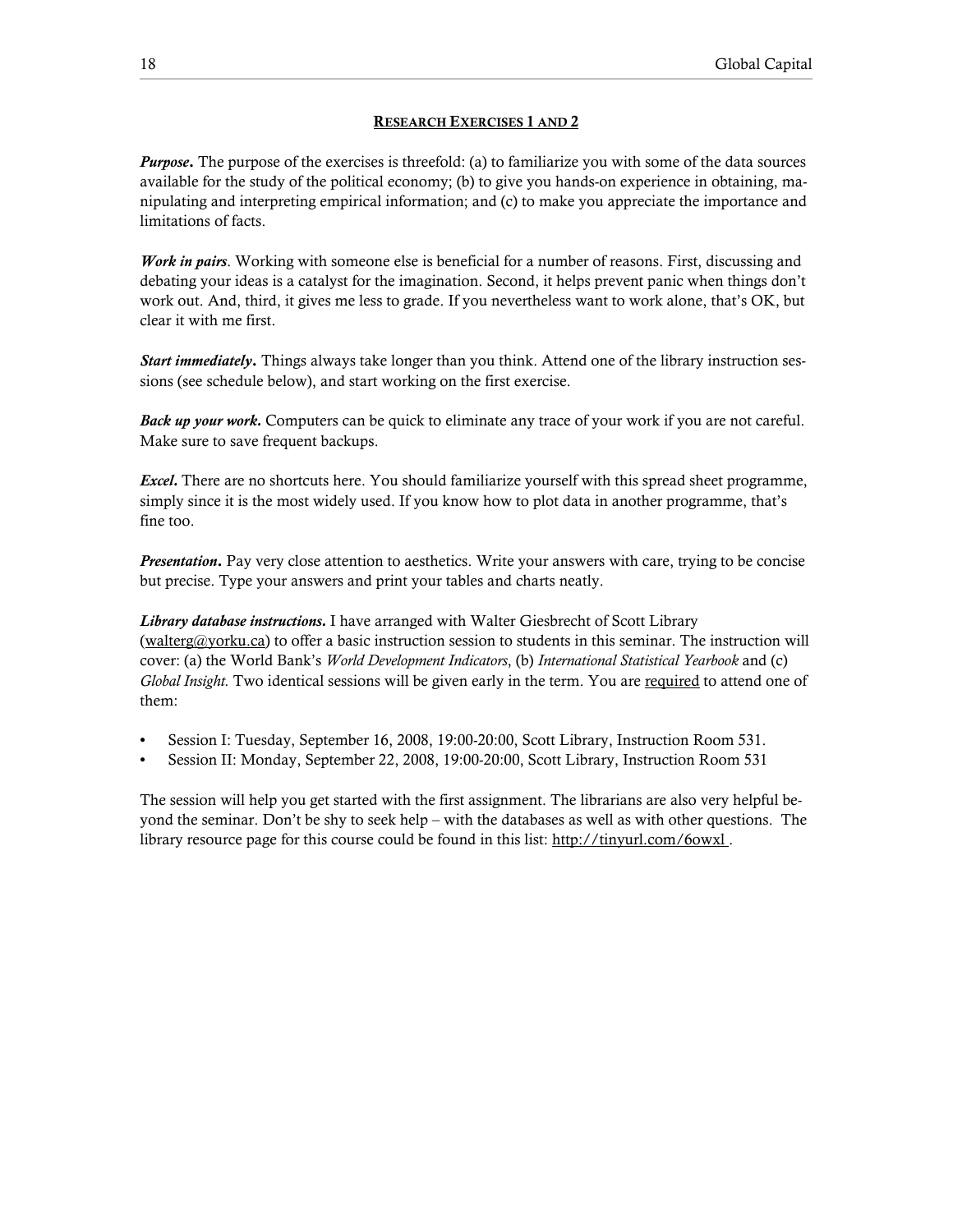## RESEARCH EXERCISES 1 AND 2

***Purpose***. The purpose of the exercises is threefold: (a) to familiarize you with some of the data sources available for the study of the political economy; (b) to give you hands-on experience in obtaining, manipulating and interpreting empirical information; and (c) to make you appreciate the importance and limitations of facts.

***Work in pairs***. Working with someone else is beneficial for a number of reasons. First, discussing and debating your ideas is a catalyst for the imagination. Second, it helps prevent panic when things don't work out. And, third, it gives me less to grade. If you nevertheless want to work alone, that's OK, but clear it with me first.

***Start immediately***. Things always take longer than you think. Attend one of the library instruction sessions (see schedule below), and start working on the first exercise.

***Back up your work***. Computers can be quick to eliminate any trace of your work if you are not careful. Make sure to save frequent backups.

***Excel***. There are no shortcuts here. You should familiarize yourself with this spread sheet programme, simply since it is the most widely used. If you know how to plot data in another programme, that's fine too.

***Presentation***. Pay very close attention to aesthetics. Write your answers with care, trying to be concise but precise. Type your answers and print your tables and charts neatly.

***Library database instructions***. I have arranged with Walter Giesbrecht of Scott Library (walterg@yorku.ca) to offer a basic instruction session to students in this seminar. The instruction will cover: (a) the World Bank's *World Development Indicators*, (b) *International Statistical Yearbook* and (c) *Global Insight.* Two identical sessions will be given early in the term. You are required to attend one of them:

- Session I: Tuesday, September 16, 2008, 19:00-20:00, Scott Library, Instruction Room 531.
- Session II: Monday, September 22, 2008, 19:00-20:00, Scott Library, Instruction Room 531

The session will help you get started with the first assignment. The librarians are also very helpful beyond the seminar. Don't be shy to seek help – with the databases as well as with other questions. The library resource page for this course could be found in this list: http://tinyurl.com/6owxl .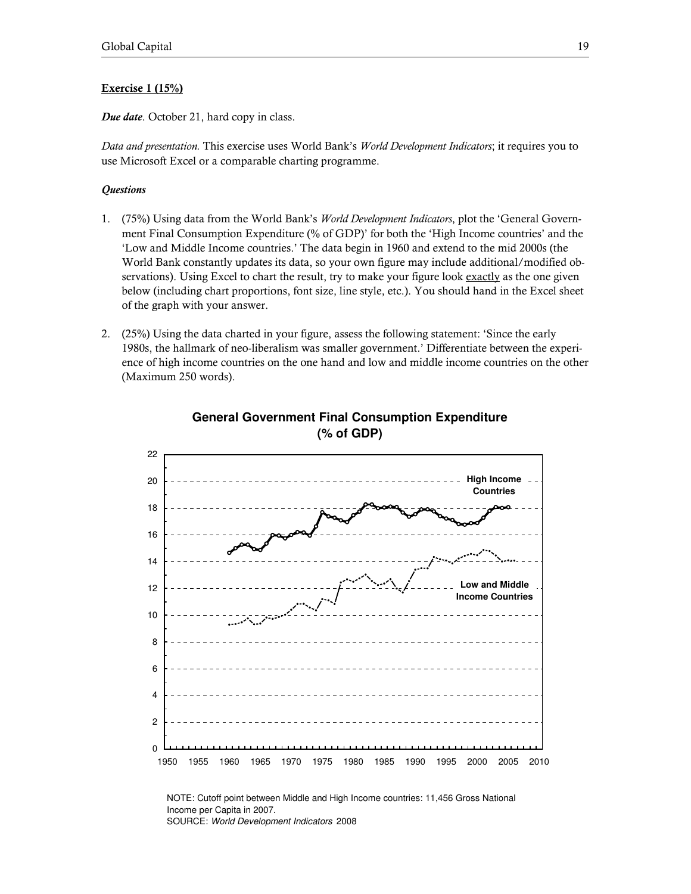**Exercise 1 (15%)**

***Due date***. October 21, hard copy in class.

*Data and presentation.* This exercise uses World Bank's *World Development Indicators*; it requires you to use Microsoft Excel or a comparable charting programme.

***Questions***

1. (75%) Using data from the World Bank's *World Development Indicators*, plot the 'General Government Final Consumption Expenditure (% of GDP)' for both the 'High Income countries' and the 'Low and Middle Income countries.' The data begin in 1960 and extend to the mid 2000s (the World Bank constantly updates its data, so your own figure may include additional/modified observations). Using Excel to chart the result, try to make your figure look <u>exactly</u> as the one given below (including chart proportions, font size, line style, etc.). You should hand in the Excel sheet of the graph with your answer.

2. (25%) Using the data charted in your figure, assess the following statement: 'Since the early 1980s, the hallmark of neo-liberalism was smaller government.' Differentiate between the experience of high income countries on the one hand and low and middle income countries on the other (Maximum 250 words).

**General Government Final Consumption Expenditure (% of GDP)**

NOTE: Cutoff point between Middle and High Income countries: 11,456 Gross National Income per Capita in 2007.
SOURCE: *World Development Indicators* 2008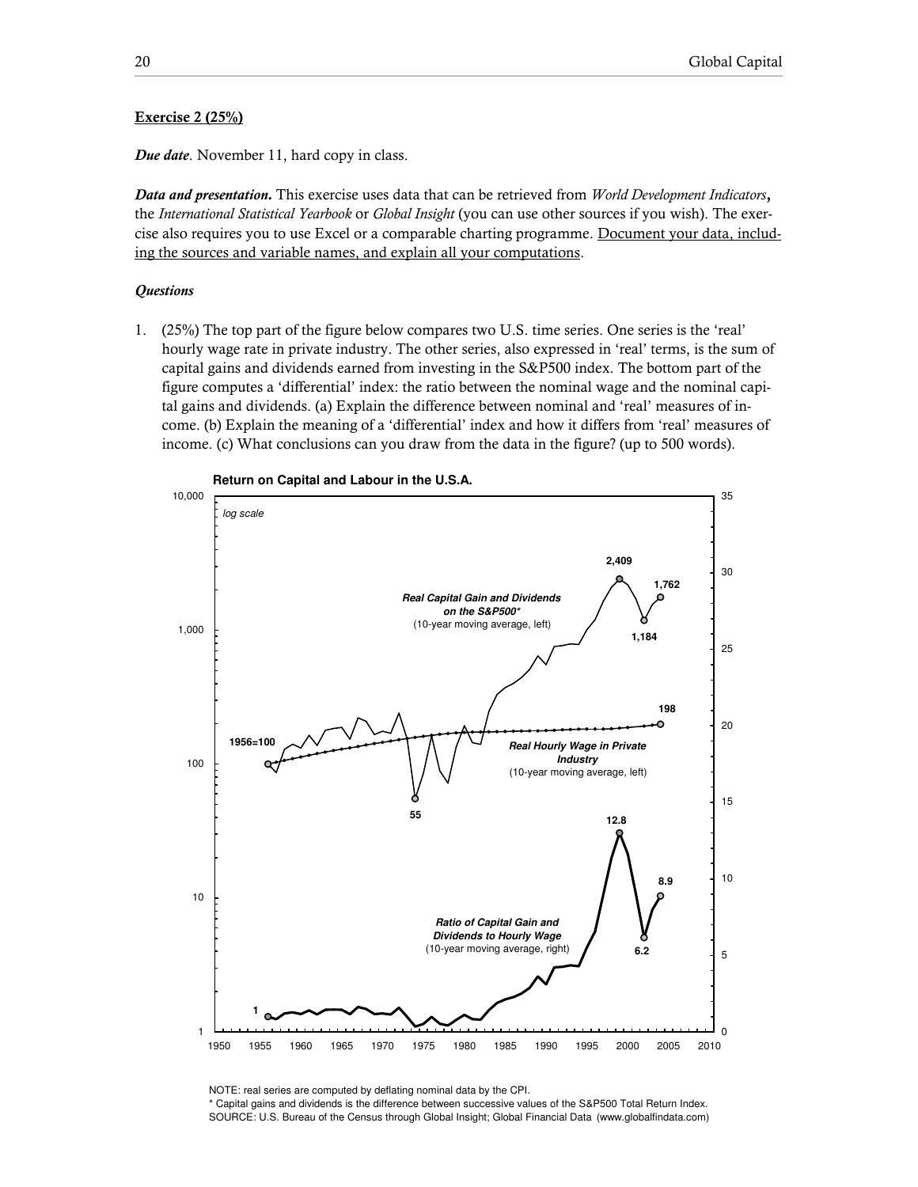**Exercise 2 (25%)**

***Due date***. November 11, hard copy in class.

***Data and presentation.*** This exercise uses data that can be retrieved from *World Development Indicators*, the *International Statistical Yearbook* or *Global Insight* (you can use other sources if you wish). The exercise also requires you to use Excel or a comparable charting programme. <u>Document your data, including the sources and variable names, and explain all your computations</u>.

***Questions***

1. (25%) The top part of the figure below compares two U.S. time series. One series is the 'real' hourly wage rate in private industry. The other series, also expressed in 'real' terms, is the sum of capital gains and dividends earned from investing in the S&P500 index. The bottom part of the figure computes a 'differential' index: the ratio between the nominal wage and the nominal capital gains and dividends. (a) Explain the difference between nominal and 'real' measures of income. (b) Explain the meaning of a 'differential' index and how it differs from 'real' measures of income. (c) What conclusions can you draw from the data in the figure? (up to 500 words).

**Return on Capital and Labour in the U.S.A.**

NOTE: real series are computed by deflating nominal data by the CPI.
* Capital gains and dividends is the difference between successive values of the S&P500 Total Return Index.
SOURCE: U.S. Bureau of the Census through Global Insight; Global Financial Data (www.globalfindata.com)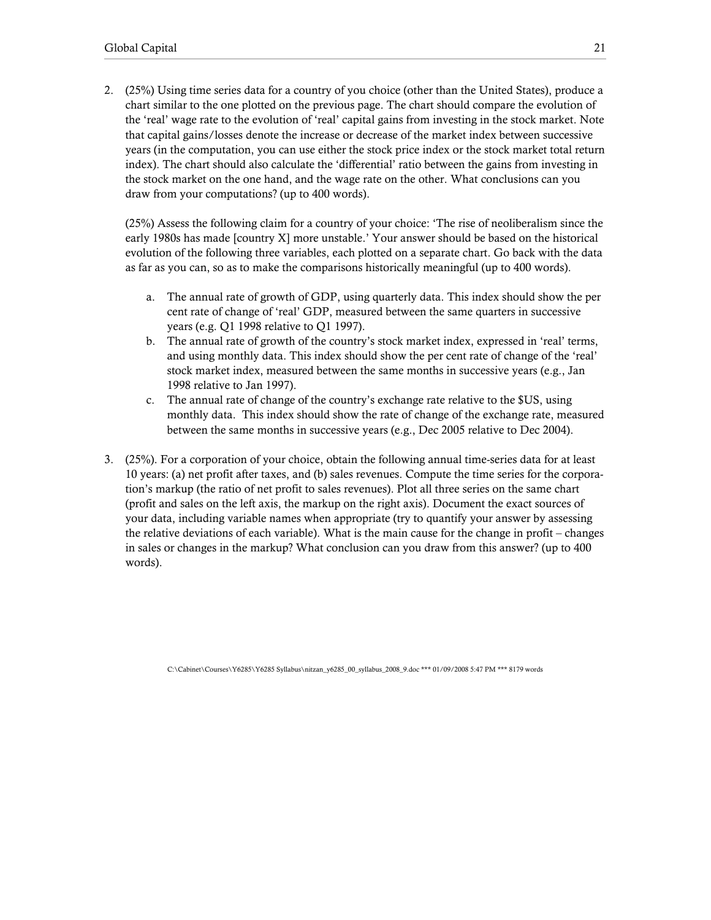2. (25%) Using time series data for a country of you choice (other than the United States), produce a chart similar to the one plotted on the previous page. The chart should compare the evolution of the 'real' wage rate to the evolution of 'real' capital gains from investing in the stock market. Note that capital gains/losses denote the increase or decrease of the market index between successive years (in the computation, you can use either the stock price index or the stock market total return index). The chart should also calculate the 'differential' ratio between the gains from investing in the stock market on the one hand, and the wage rate on the other. What conclusions can you draw from your computations? (up to 400 words).

   (25%) Assess the following claim for a country of your choice: 'The rise of neoliberalism since the early 1980s has made [country X] more unstable.' Your answer should be based on the historical evolution of the following three variables, each plotted on a separate chart. Go back with the data as far as you can, so as to make the comparisons historically meaningful (up to 400 words).

   a. The annual rate of growth of GDP, using quarterly data. This index should show the per cent rate of change of 'real' GDP, measured between the same quarters in successive years (e.g. Q1 1998 relative to Q1 1997).
   b. The annual rate of growth of the country's stock market index, expressed in 'real' terms, and using monthly data. This index should show the per cent rate of change of the 'real' stock market index, measured between the same months in successive years (e.g., Jan 1998 relative to Jan 1997).
   c. The annual rate of change of the country's exchange rate relative to the $US, using monthly data. This index should show the rate of change of the exchange rate, measured between the same months in successive years (e.g., Dec 2005 relative to Dec 2004).

3. (25%). For a corporation of your choice, obtain the following annual time-series data for at least 10 years: (a) net profit after taxes, and (b) sales revenues. Compute the time series for the corporation's markup (the ratio of net profit to sales revenues). Plot all three series on the same chart (profit and sales on the left axis, the markup on the right axis). Document the exact sources of your data, including variable names when appropriate (try to quantify your answer by assessing the relative deviations of each variable). What is the main cause for the change in profit – changes in sales or changes in the markup? What conclusion can you draw from this answer? (up to 400 words).

C:\Cabinet\Courses\Y6285\Y6285 Syllabus\nitzan_y6285_00_syllabus_2008_9.doc *** 01/09/2008 5:47 PM *** 8179 words